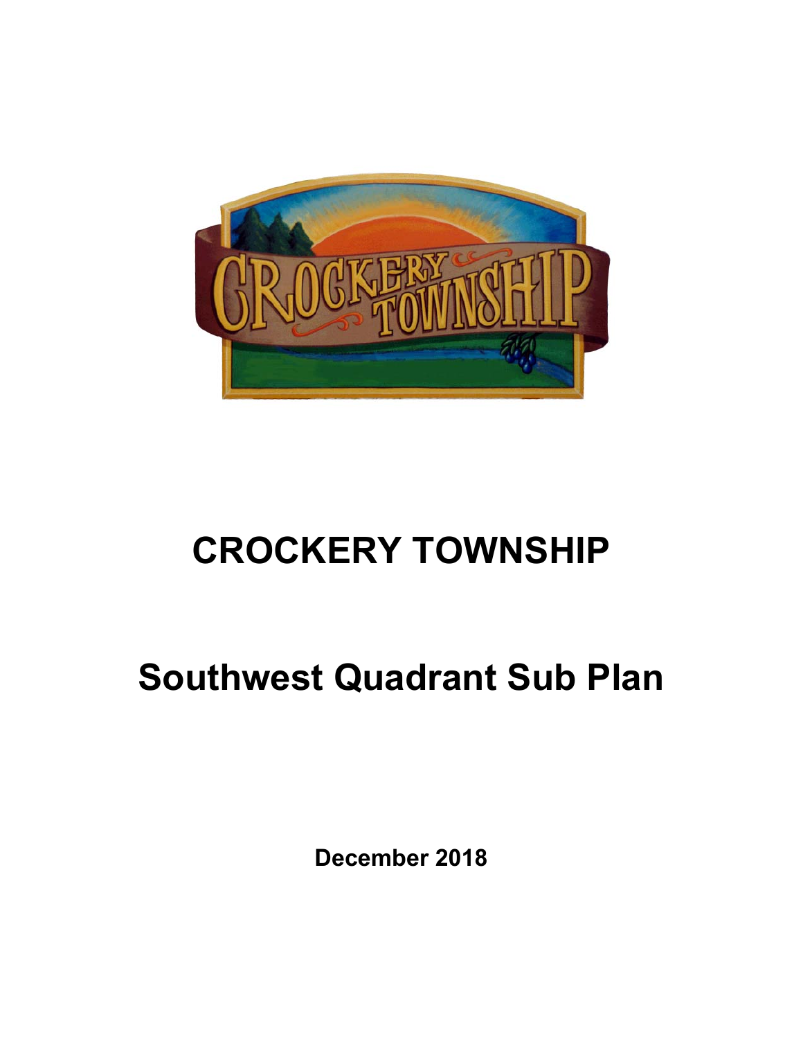# CROCKERY TOWNSHIP

# Southwest Quadrant Sub Plan

**December 2018**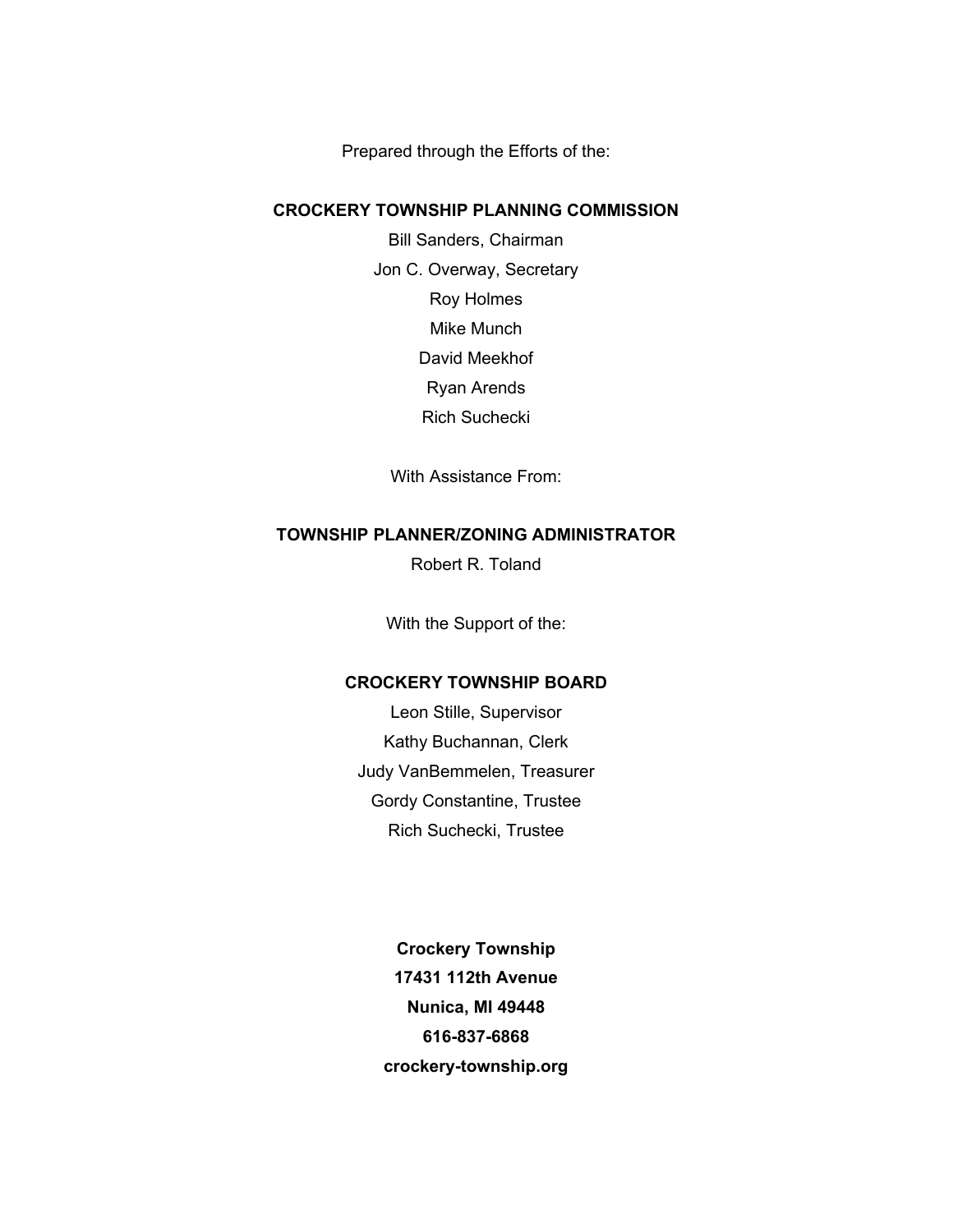Prepared through the Efforts of the:

**CROCKERY TOWNSHIP PLANNING COMMISSION**

Bill Sanders, Chairman

Jon C. Overway, Secretary

Roy Holmes

Mike Munch

David Meekhof

Ryan Arends

Rich Suchecki

With Assistance From:

**TOWNSHIP PLANNER/ZONING ADMINISTRATOR**

Robert R. Toland

With the Support of the:

**CROCKERY TOWNSHIP BOARD**

Leon Stille, Supervisor

Kathy Buchannan, Clerk

Judy VanBemmelen, Treasurer

Gordy Constantine, Trustee

Rich Suchecki, Trustee

**Crockery Township**

**17431 112th Avenue**

**Nunica, MI 49448**

**616-837-6868**

**crockery-township.org**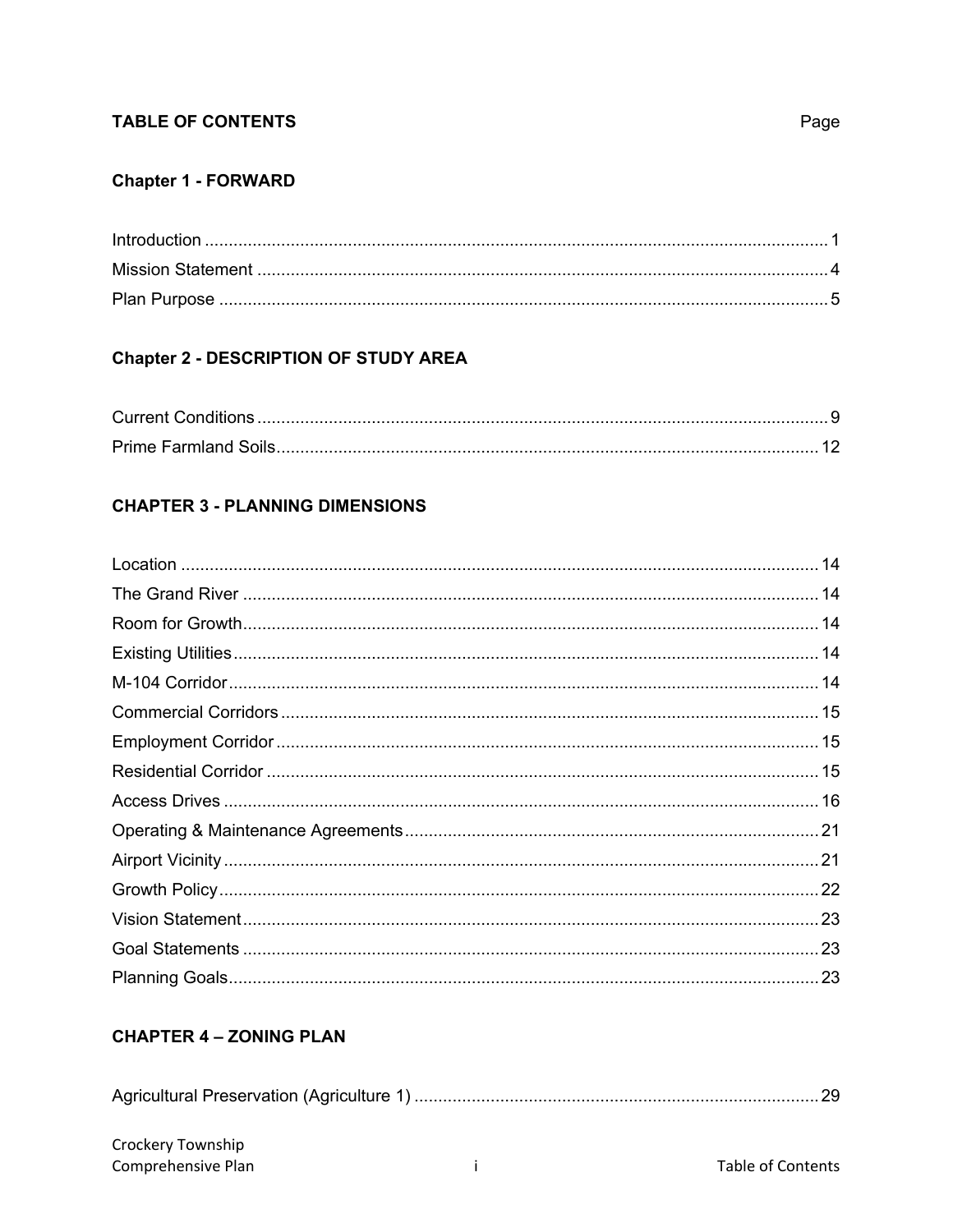## TABLE OF CONTENTS

Page

### Chapter 1 - FORWARD

| | |
|---|---|
| Introduction | 1 |
| Mission Statement | 4 |
| Plan Purpose | 5 |

### Chapter 2 - DESCRIPTION OF STUDY AREA

| | |
|---|---|
| Current Conditions | 9 |
| Prime Farmland Soils | 12 |

### CHAPTER 3 - PLANNING DIMENSIONS

| | |
|---|---|
| Location | 14 |
| The Grand River | 14 |
| Room for Growth | 14 |
| Existing Utilities | 14 |
| M-104 Corridor | 14 |
| Commercial Corridors | 15 |
| Employment Corridor | 15 |
| Residential Corridor | 15 |
| Access Drives | 16 |
| Operating & Maintenance Agreements | 21 |
| Airport Vicinity | 21 |
| Growth Policy | 22 |
| Vision Statement | 23 |
| Goal Statements | 23 |
| Planning Goals | 23 |

### CHAPTER 4 – ZONING PLAN

| | |
|---|---|
| Agricultural Preservation (Agriculture 1) | 29 |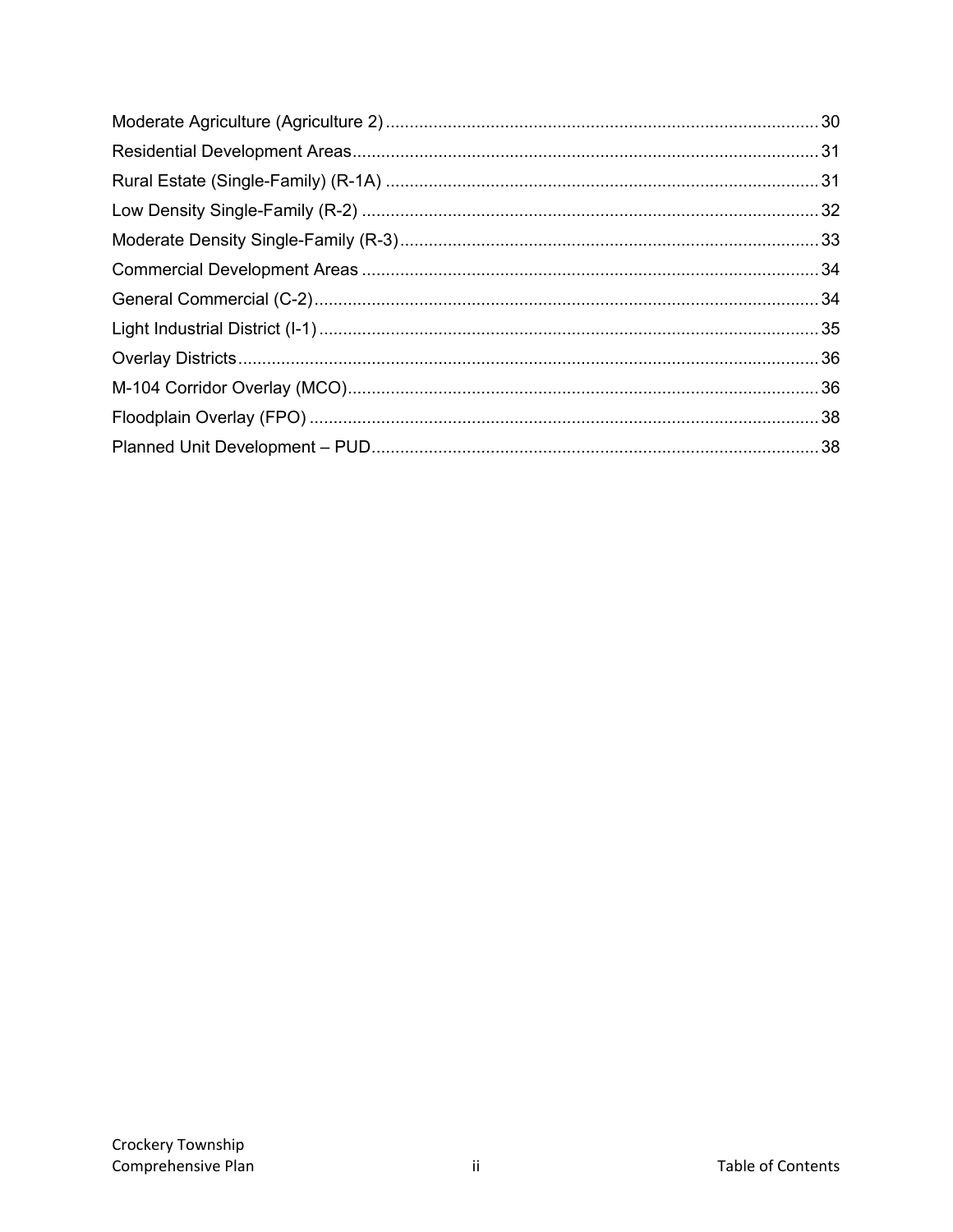Moderate Agriculture (Agriculture 2) .......... 30
Residential Development Areas .......... 31
Rural Estate (Single-Family) (R-1A) .......... 31
Low Density Single-Family (R-2) .......... 32
Moderate Density Single-Family (R-3) .......... 33
Commercial Development Areas .......... 34
General Commercial (C-2) .......... 34
Light Industrial District (I-1) .......... 35
Overlay Districts .......... 36
M-104 Corridor Overlay (MCO) .......... 36
Floodplain Overlay (FPO) .......... 38
Planned Unit Development – PUD .......... 38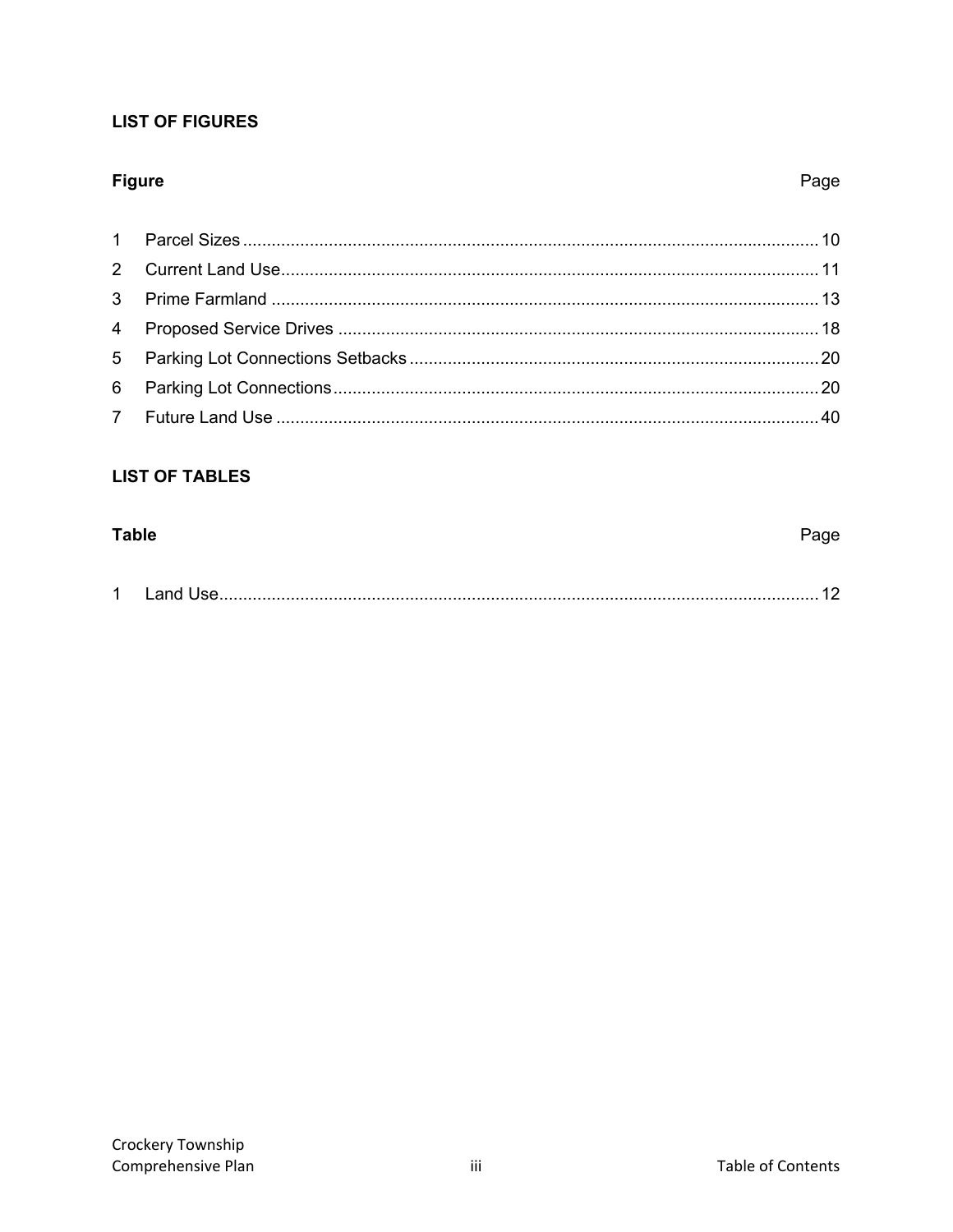## LIST OF FIGURES

| Figure | | Page |
|---|---|---|
| 1 | Parcel Sizes | 10 |
| 2 | Current Land Use | 11 |
| 3 | Prime Farmland | 13 |
| 4 | Proposed Service Drives | 18 |
| 5 | Parking Lot Connections Setbacks | 20 |
| 6 | Parking Lot Connections | 20 |
| 7 | Future Land Use | 40 |

## LIST OF TABLES

| Table | | Page |
|---|---|---|
| 1 | Land Use | 12 |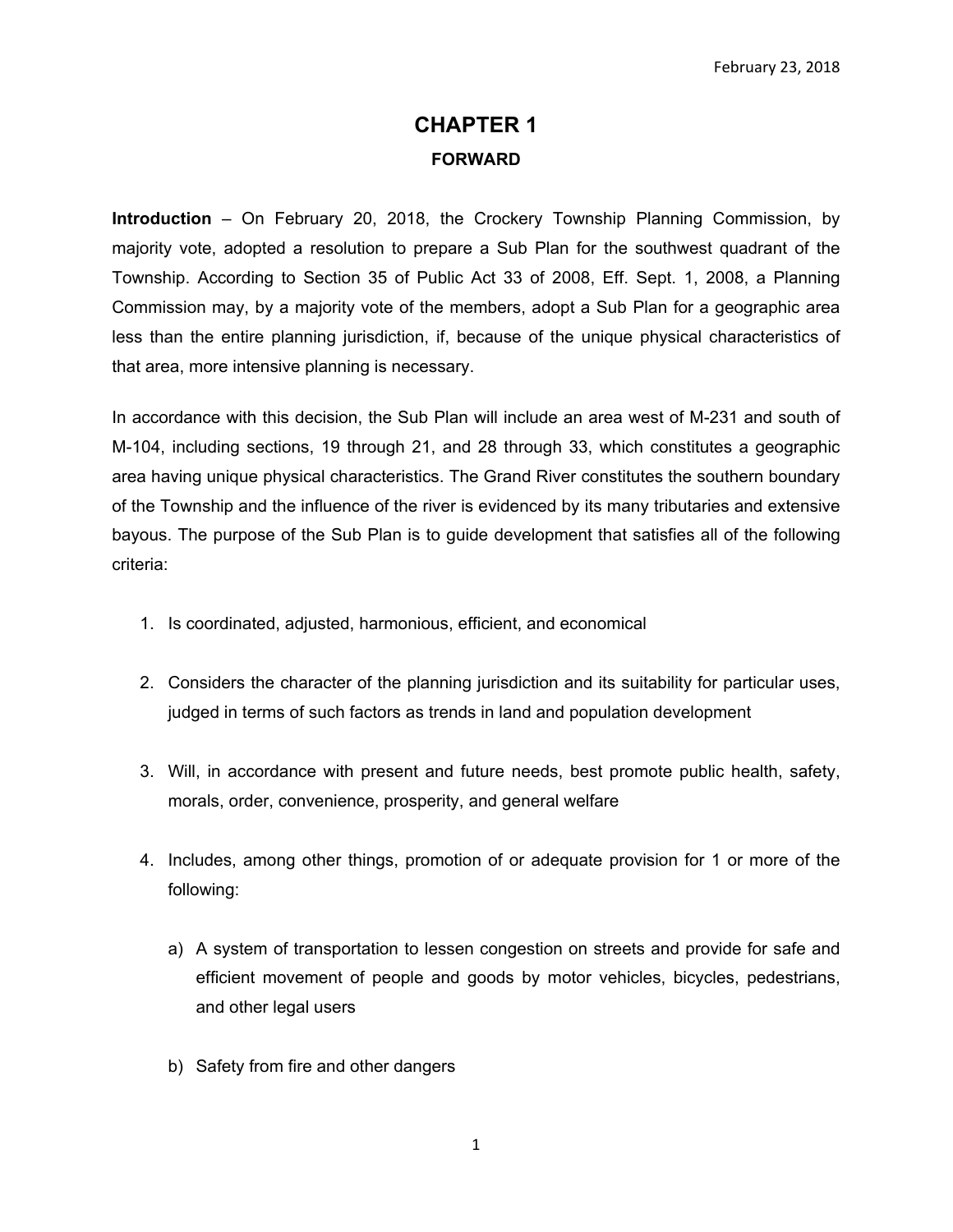# CHAPTER 1

## FORWARD

**Introduction** – On February 20, 2018, the Crockery Township Planning Commission, by majority vote, adopted a resolution to prepare a Sub Plan for the southwest quadrant of the Township. According to Section 35 of Public Act 33 of 2008, Eff. Sept. 1, 2008, a Planning Commission may, by a majority vote of the members, adopt a Sub Plan for a geographic area less than the entire planning jurisdiction, if, because of the unique physical characteristics of that area, more intensive planning is necessary.

In accordance with this decision, the Sub Plan will include an area west of M-231 and south of M-104, including sections, 19 through 21, and 28 through 33, which constitutes a geographic area having unique physical characteristics. The Grand River constitutes the southern boundary of the Township and the influence of the river is evidenced by its many tributaries and extensive bayous. The purpose of the Sub Plan is to guide development that satisfies all of the following criteria:

1. Is coordinated, adjusted, harmonious, efficient, and economical
2. Considers the character of the planning jurisdiction and its suitability for particular uses, judged in terms of such factors as trends in land and population development
3. Will, in accordance with present and future needs, best promote public health, safety, morals, order, convenience, prosperity, and general welfare
4. Includes, among other things, promotion of or adequate provision for 1 or more of the following:
   a) A system of transportation to lessen congestion on streets and provide for safe and efficient movement of people and goods by motor vehicles, bicycles, pedestrians, and other legal users
   b) Safety from fire and other dangers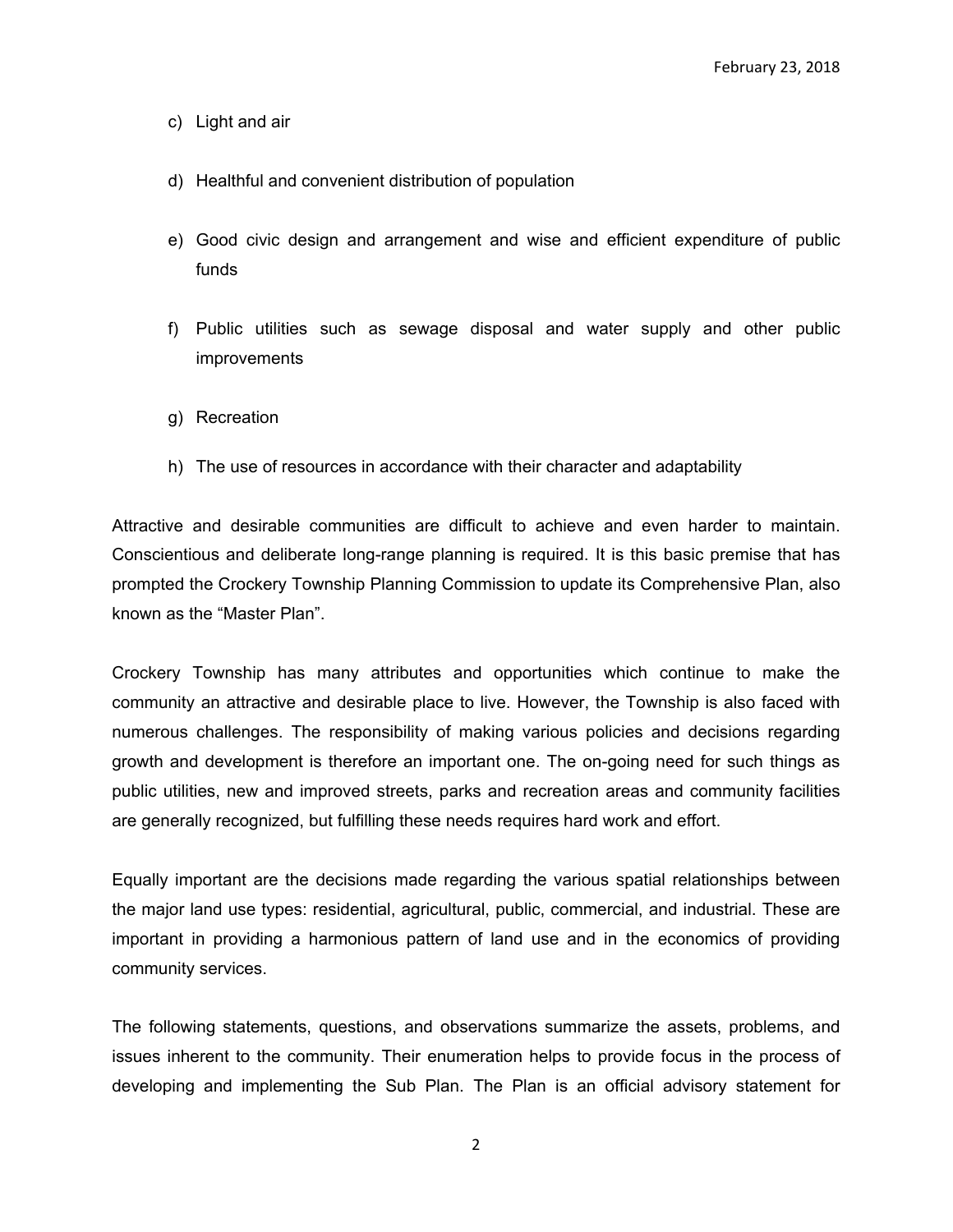c) Light and air

d) Healthful and convenient distribution of population

e) Good civic design and arrangement and wise and efficient expenditure of public funds

f) Public utilities such as sewage disposal and water supply and other public improvements

g) Recreation

h) The use of resources in accordance with their character and adaptability

Attractive and desirable communities are difficult to achieve and even harder to maintain. Conscientious and deliberate long-range planning is required. It is this basic premise that has prompted the Crockery Township Planning Commission to update its Comprehensive Plan, also known as the "Master Plan".

Crockery Township has many attributes and opportunities which continue to make the community an attractive and desirable place to live. However, the Township is also faced with numerous challenges. The responsibility of making various policies and decisions regarding growth and development is therefore an important one. The on-going need for such things as public utilities, new and improved streets, parks and recreation areas and community facilities are generally recognized, but fulfilling these needs requires hard work and effort.

Equally important are the decisions made regarding the various spatial relationships between the major land use types: residential, agricultural, public, commercial, and industrial. These are important in providing a harmonious pattern of land use and in the economics of providing community services.

The following statements, questions, and observations summarize the assets, problems, and issues inherent to the community. Their enumeration helps to provide focus in the process of developing and implementing the Sub Plan. The Plan is an official advisory statement for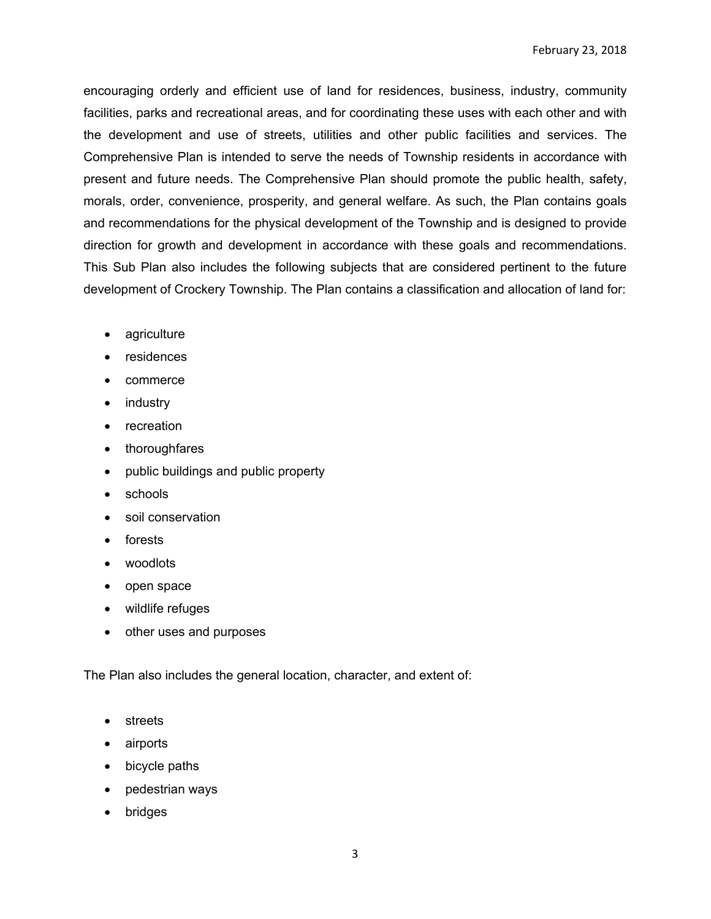encouraging orderly and efficient use of land for residences, business, industry, community facilities, parks and recreational areas, and for coordinating these uses with each other and with the development and use of streets, utilities and other public facilities and services. The Comprehensive Plan is intended to serve the needs of Township residents in accordance with present and future needs. The Comprehensive Plan should promote the public health, safety, morals, order, convenience, prosperity, and general welfare. As such, the Plan contains goals and recommendations for the physical development of the Township and is designed to provide direction for growth and development in accordance with these goals and recommendations. This Sub Plan also includes the following subjects that are considered pertinent to the future development of Crockery Township. The Plan contains a classification and allocation of land for:

- agriculture
- residences
- commerce
- industry
- recreation
- thoroughfares
- public buildings and public property
- schools
- soil conservation
- forests
- woodlots
- open space
- wildlife refuges
- other uses and purposes

The Plan also includes the general location, character, and extent of:

- streets
- airports
- bicycle paths
- pedestrian ways
- bridges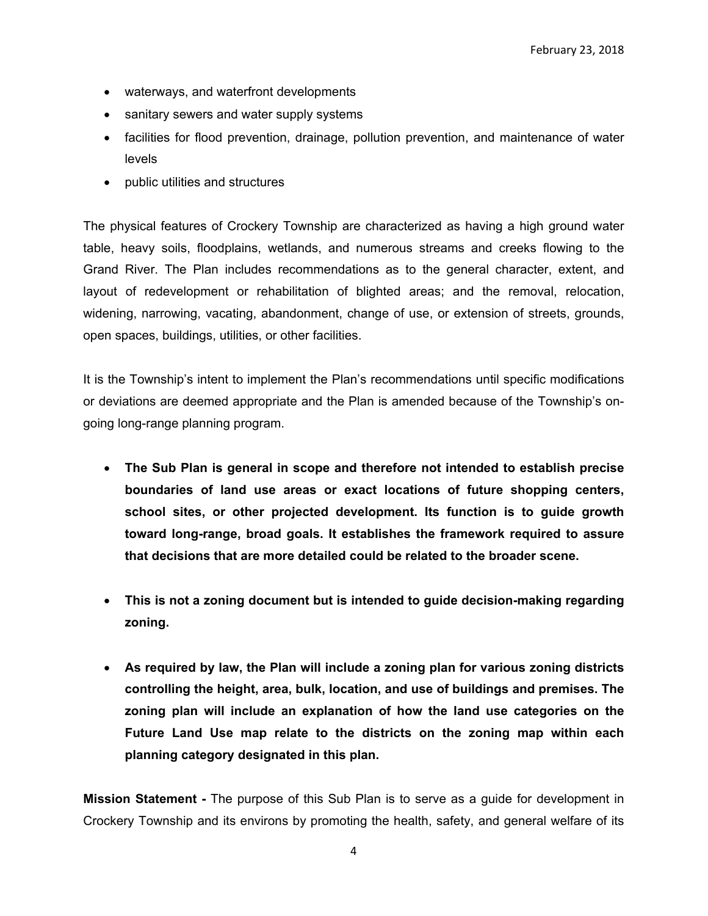- waterways, and waterfront developments
- sanitary sewers and water supply systems
- facilities for flood prevention, drainage, pollution prevention, and maintenance of water levels
- public utilities and structures

The physical features of Crockery Township are characterized as having a high ground water table, heavy soils, floodplains, wetlands, and numerous streams and creeks flowing to the Grand River. The Plan includes recommendations as to the general character, extent, and layout of redevelopment or rehabilitation of blighted areas; and the removal, relocation, widening, narrowing, vacating, abandonment, change of use, or extension of streets, grounds, open spaces, buildings, utilities, or other facilities.

It is the Township's intent to implement the Plan's recommendations until specific modifications or deviations are deemed appropriate and the Plan is amended because of the Township's on-going long-range planning program.

- **The Sub Plan is general in scope and therefore not intended to establish precise boundaries of land use areas or exact locations of future shopping centers, school sites, or other projected development. Its function is to guide growth toward long-range, broad goals. It establishes the framework required to assure that decisions that are more detailed could be related to the broader scene.**

- **This is not a zoning document but is intended to guide decision-making regarding zoning.**

- **As required by law, the Plan will include a zoning plan for various zoning districts controlling the height, area, bulk, location, and use of buildings and premises. The zoning plan will include an explanation of how the land use categories on the Future Land Use map relate to the districts on the zoning map within each planning category designated in this plan.**

**Mission Statement -** The purpose of this Sub Plan is to serve as a guide for development in Crockery Township and its environs by promoting the health, safety, and general welfare of its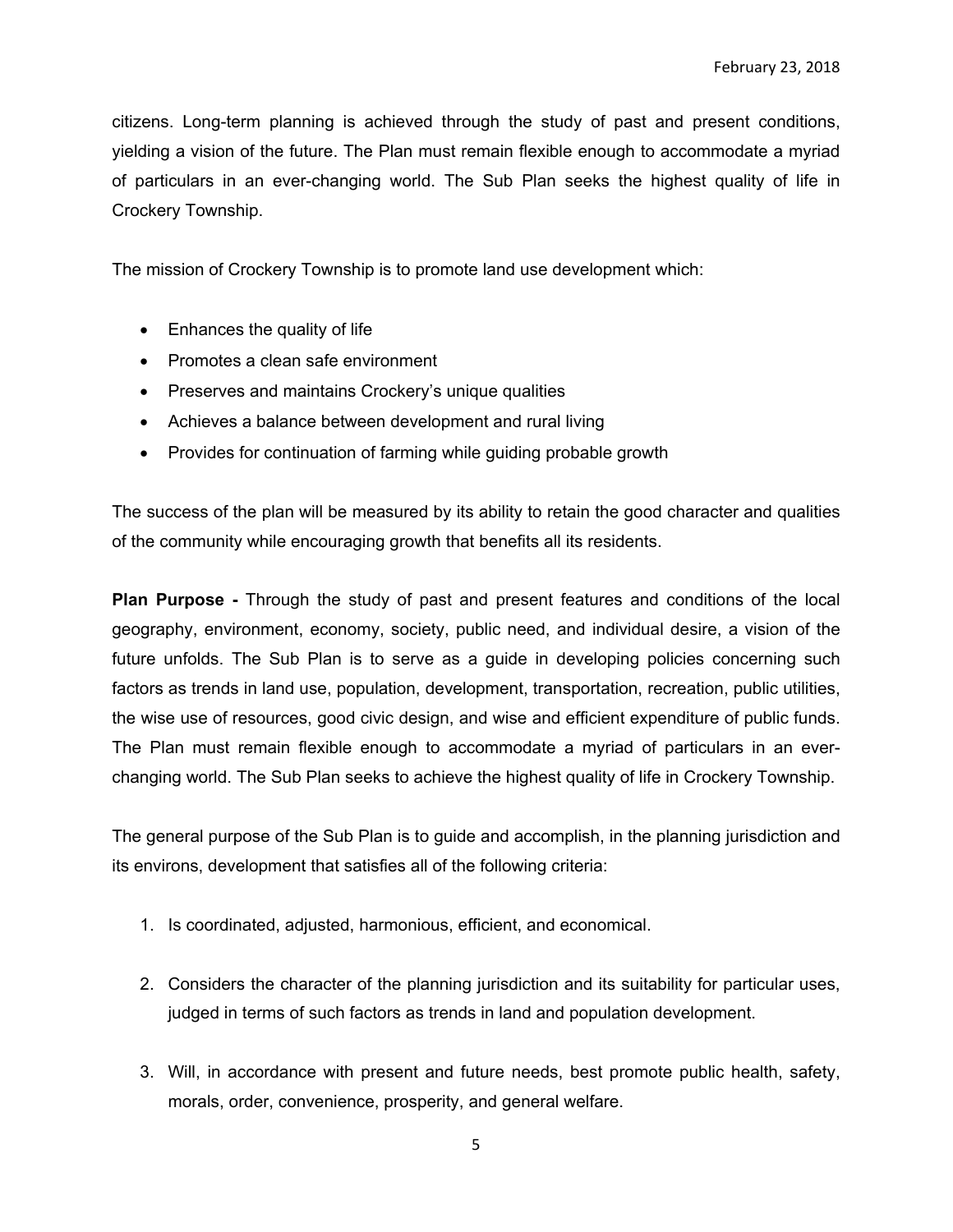citizens. Long-term planning is achieved through the study of past and present conditions, yielding a vision of the future. The Plan must remain flexible enough to accommodate a myriad of particulars in an ever-changing world. The Sub Plan seeks the highest quality of life in Crockery Township.

The mission of Crockery Township is to promote land use development which:

- Enhances the quality of life
- Promotes a clean safe environment
- Preserves and maintains Crockery's unique qualities
- Achieves a balance between development and rural living
- Provides for continuation of farming while guiding probable growth

The success of the plan will be measured by its ability to retain the good character and qualities of the community while encouraging growth that benefits all its residents.

**Plan Purpose -** Through the study of past and present features and conditions of the local geography, environment, economy, society, public need, and individual desire, a vision of the future unfolds. The Sub Plan is to serve as a guide in developing policies concerning such factors as trends in land use, population, development, transportation, recreation, public utilities, the wise use of resources, good civic design, and wise and efficient expenditure of public funds. The Plan must remain flexible enough to accommodate a myriad of particulars in an ever-changing world. The Sub Plan seeks to achieve the highest quality of life in Crockery Township.

The general purpose of the Sub Plan is to guide and accomplish, in the planning jurisdiction and its environs, development that satisfies all of the following criteria:

1. Is coordinated, adjusted, harmonious, efficient, and economical.

2. Considers the character of the planning jurisdiction and its suitability for particular uses, judged in terms of such factors as trends in land and population development.

3. Will, in accordance with present and future needs, best promote public health, safety, morals, order, convenience, prosperity, and general welfare.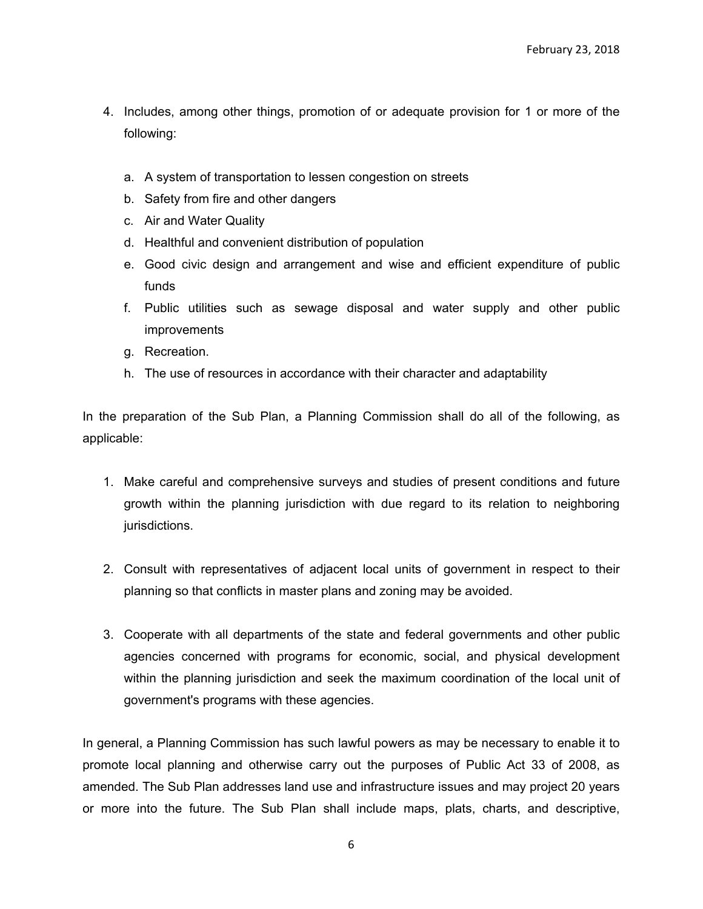4. Includes, among other things, promotion of or adequate provision for 1 or more of the following:

    a. A system of transportation to lessen congestion on streets
    b. Safety from fire and other dangers
    c. Air and Water Quality
    d. Healthful and convenient distribution of population
    e. Good civic design and arrangement and wise and efficient expenditure of public funds
    f. Public utilities such as sewage disposal and water supply and other public improvements
    g. Recreation.
    h. The use of resources in accordance with their character and adaptability

In the preparation of the Sub Plan, a Planning Commission shall do all of the following, as applicable:

1. Make careful and comprehensive surveys and studies of present conditions and future growth within the planning jurisdiction with due regard to its relation to neighboring jurisdictions.

2. Consult with representatives of adjacent local units of government in respect to their planning so that conflicts in master plans and zoning may be avoided.

3. Cooperate with all departments of the state and federal governments and other public agencies concerned with programs for economic, social, and physical development within the planning jurisdiction and seek the maximum coordination of the local unit of government's programs with these agencies.

In general, a Planning Commission has such lawful powers as may be necessary to enable it to promote local planning and otherwise carry out the purposes of Public Act 33 of 2008, as amended. The Sub Plan addresses land use and infrastructure issues and may project 20 years or more into the future. The Sub Plan shall include maps, plats, charts, and descriptive,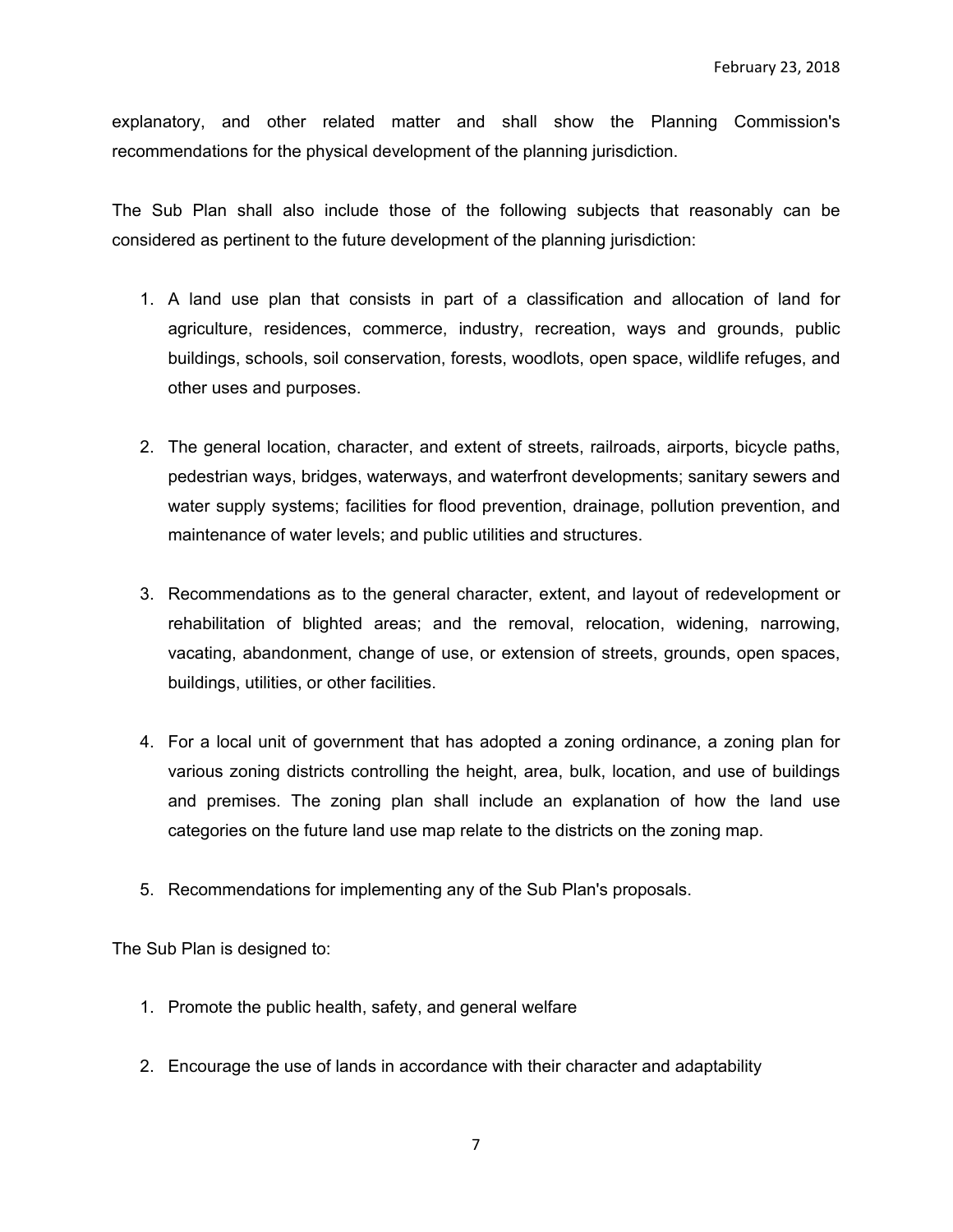explanatory, and other related matter and shall show the Planning Commission's recommendations for the physical development of the planning jurisdiction.

The Sub Plan shall also include those of the following subjects that reasonably can be considered as pertinent to the future development of the planning jurisdiction:

1. A land use plan that consists in part of a classification and allocation of land for agriculture, residences, commerce, industry, recreation, ways and grounds, public buildings, schools, soil conservation, forests, woodlots, open space, wildlife refuges, and other uses and purposes.

2. The general location, character, and extent of streets, railroads, airports, bicycle paths, pedestrian ways, bridges, waterways, and waterfront developments; sanitary sewers and water supply systems; facilities for flood prevention, drainage, pollution prevention, and maintenance of water levels; and public utilities and structures.

3. Recommendations as to the general character, extent, and layout of redevelopment or rehabilitation of blighted areas; and the removal, relocation, widening, narrowing, vacating, abandonment, change of use, or extension of streets, grounds, open spaces, buildings, utilities, or other facilities.

4. For a local unit of government that has adopted a zoning ordinance, a zoning plan for various zoning districts controlling the height, area, bulk, location, and use of buildings and premises. The zoning plan shall include an explanation of how the land use categories on the future land use map relate to the districts on the zoning map.

5. Recommendations for implementing any of the Sub Plan's proposals.

The Sub Plan is designed to:

1. Promote the public health, safety, and general welfare

2. Encourage the use of lands in accordance with their character and adaptability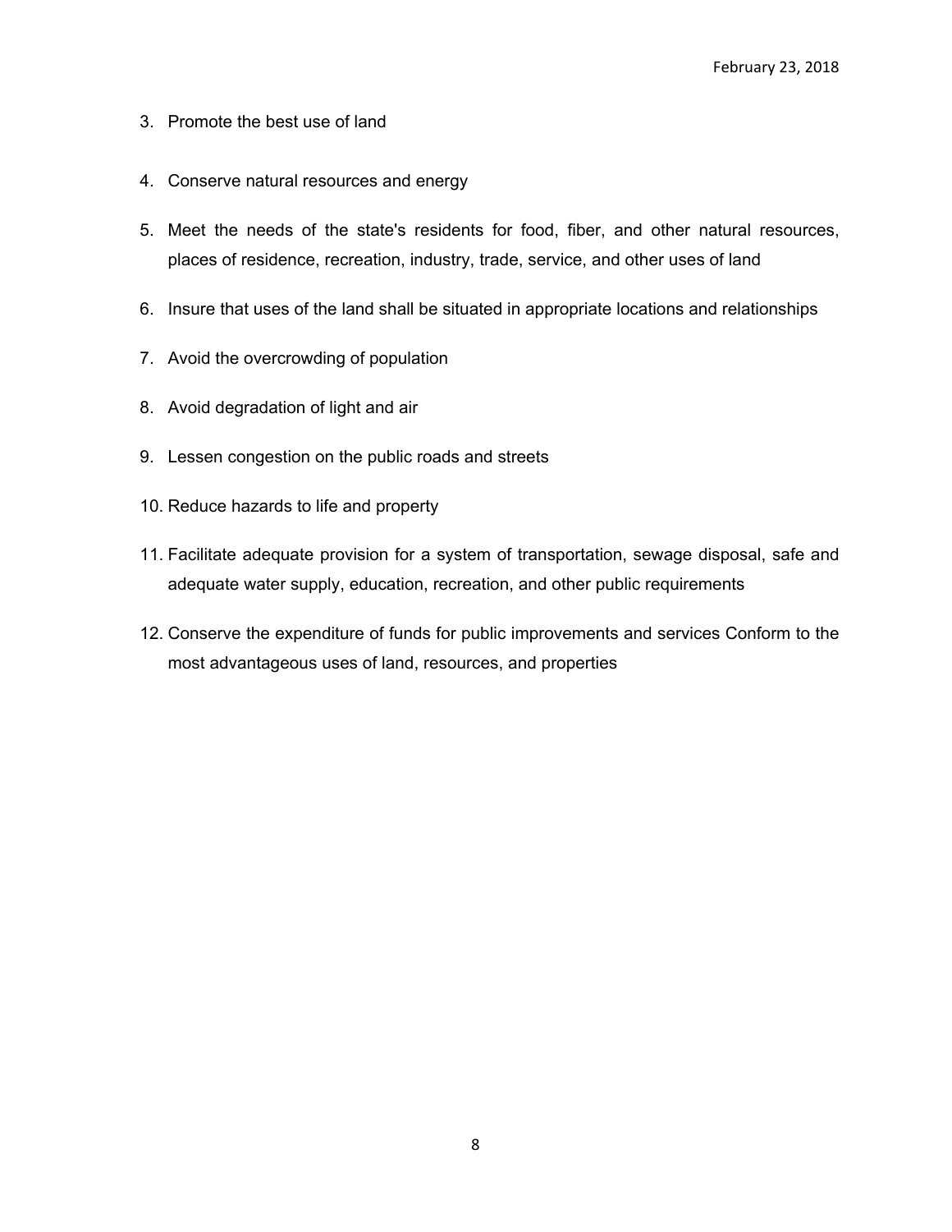3. Promote the best use of land

4. Conserve natural resources and energy

5. Meet the needs of the state's residents for food, fiber, and other natural resources, places of residence, recreation, industry, trade, service, and other uses of land

6. Insure that uses of the land shall be situated in appropriate locations and relationships

7. Avoid the overcrowding of population

8. Avoid degradation of light and air

9. Lessen congestion on the public roads and streets

10. Reduce hazards to life and property

11. Facilitate adequate provision for a system of transportation, sewage disposal, safe and adequate water supply, education, recreation, and other public requirements

12. Conserve the expenditure of funds for public improvements and services Conform to the most advantageous uses of land, resources, and properties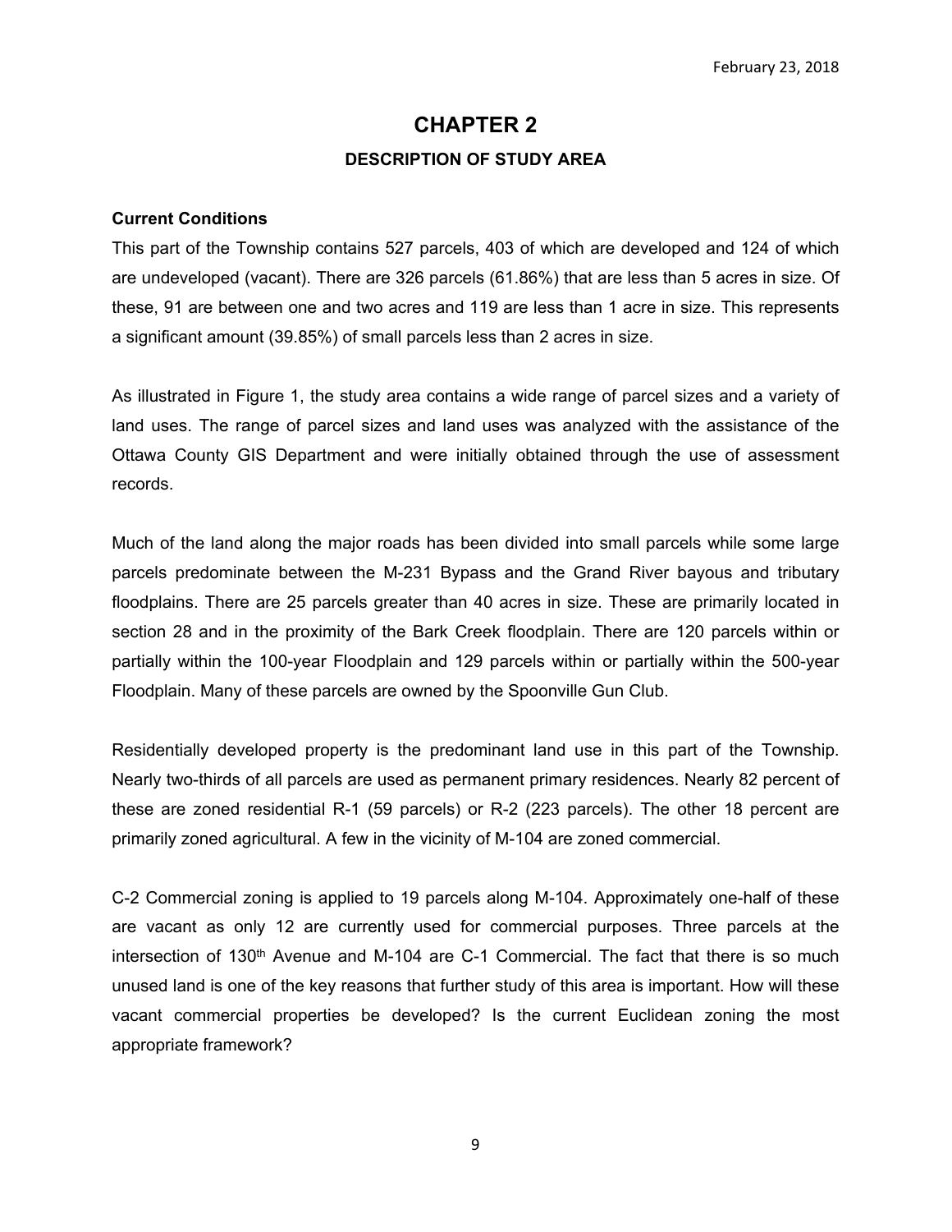## CHAPTER 2

### DESCRIPTION OF STUDY AREA

**Current Conditions**

This part of the Township contains 527 parcels, 403 of which are developed and 124 of which are undeveloped (vacant). There are 326 parcels (61.86%) that are less than 5 acres in size. Of these, 91 are between one and two acres and 119 are less than 1 acre in size. This represents a significant amount (39.85%) of small parcels less than 2 acres in size.

As illustrated in Figure 1, the study area contains a wide range of parcel sizes and a variety of land uses. The range of parcel sizes and land uses was analyzed with the assistance of the Ottawa County GIS Department and were initially obtained through the use of assessment records.

Much of the land along the major roads has been divided into small parcels while some large parcels predominate between the M-231 Bypass and the Grand River bayous and tributary floodplains. There are 25 parcels greater than 40 acres in size. These are primarily located in section 28 and in the proximity of the Bark Creek floodplain. There are 120 parcels within or partially within the 100-year Floodplain and 129 parcels within or partially within the 500-year Floodplain. Many of these parcels are owned by the Spoonville Gun Club.

Residentially developed property is the predominant land use in this part of the Township. Nearly two-thirds of all parcels are used as permanent primary residences. Nearly 82 percent of these are zoned residential R-1 (59 parcels) or R-2 (223 parcels). The other 18 percent are primarily zoned agricultural. A few in the vicinity of M-104 are zoned commercial.

C-2 Commercial zoning is applied to 19 parcels along M-104. Approximately one-half of these are vacant as only 12 are currently used for commercial purposes. Three parcels at the intersection of 130th Avenue and M-104 are C-1 Commercial. The fact that there is so much unused land is one of the key reasons that further study of this area is important. How will these vacant commercial properties be developed? Is the current Euclidean zoning the most appropriate framework?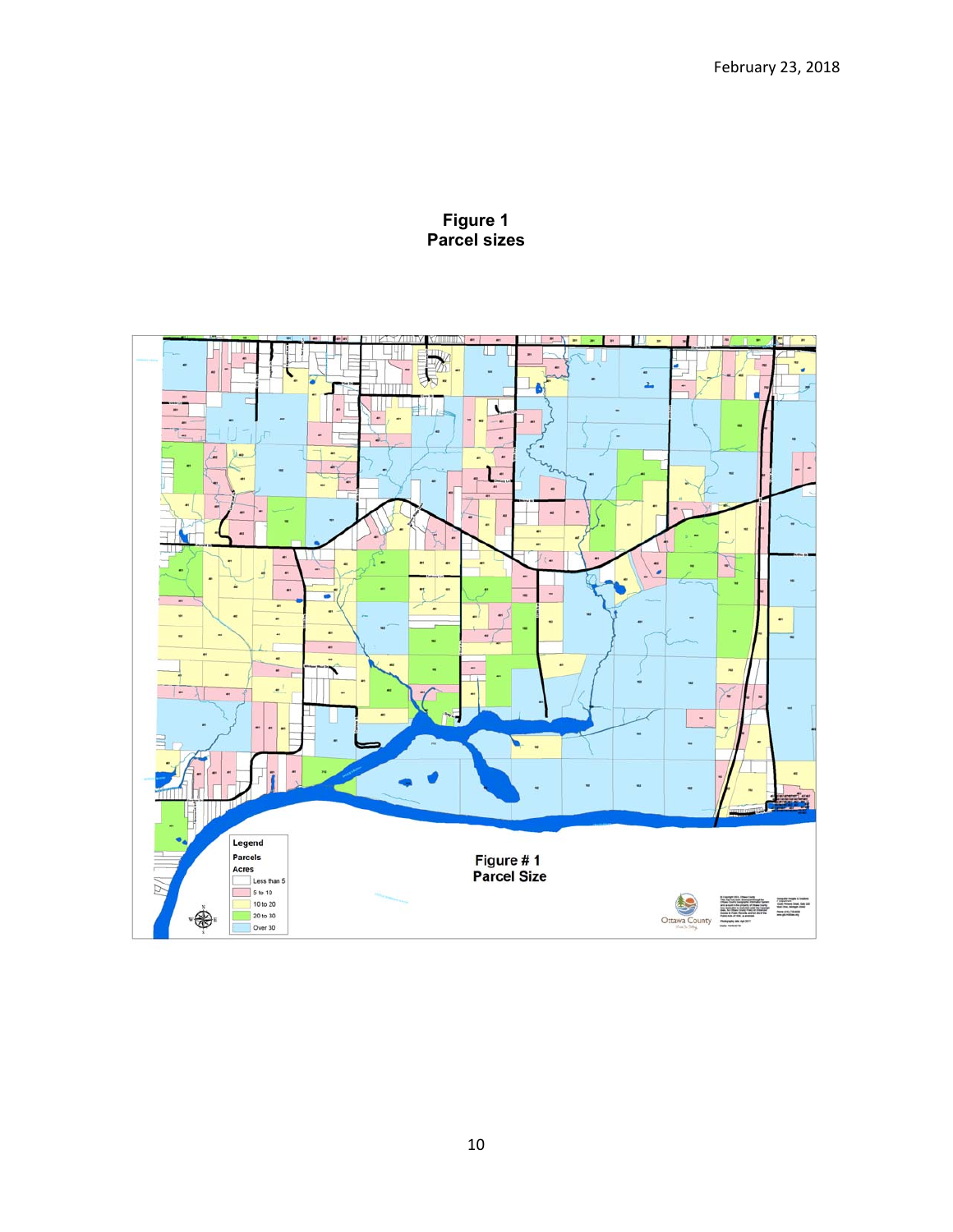**Figure 1**
**Parcel sizes**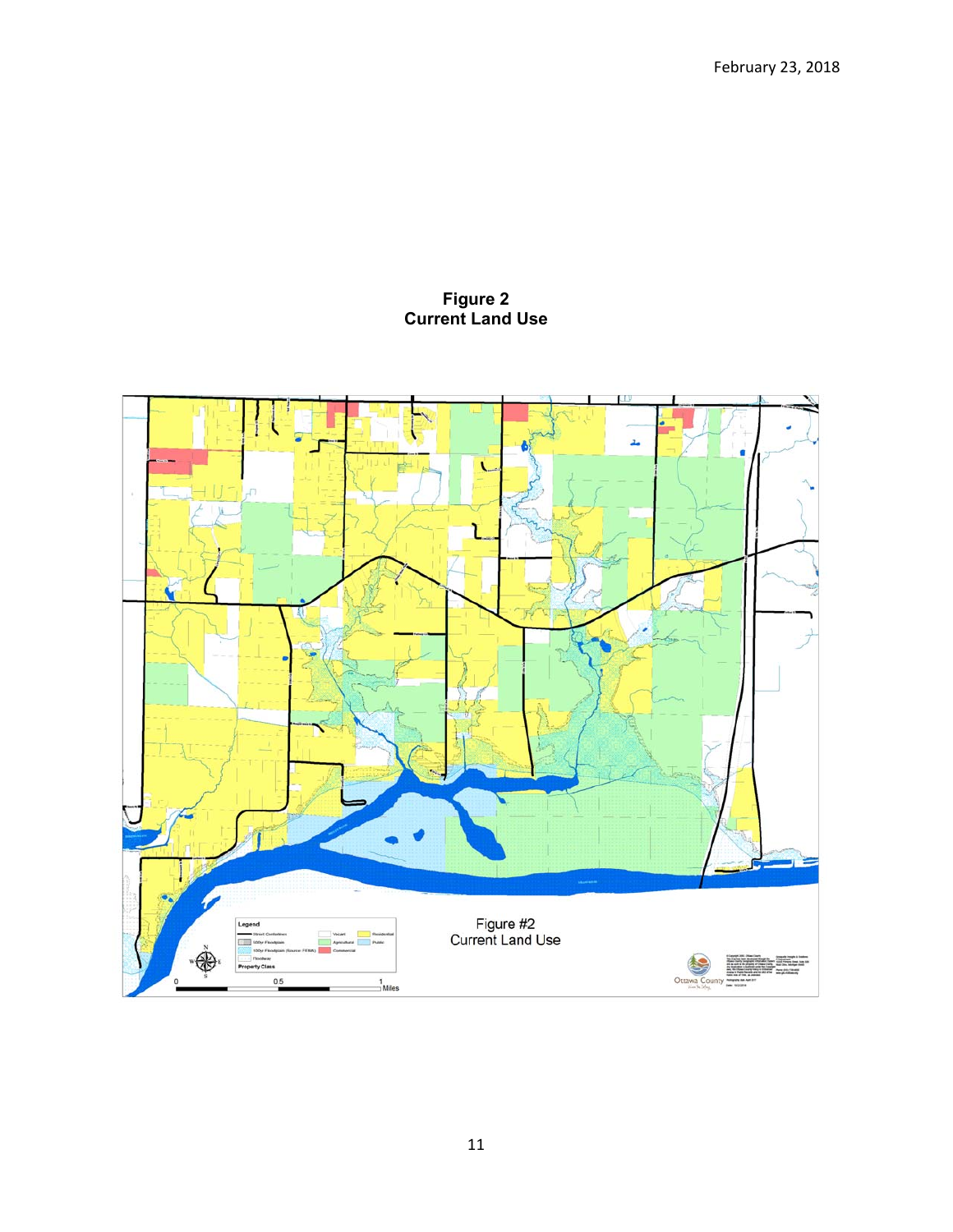**Figure 2**
**Current Land Use**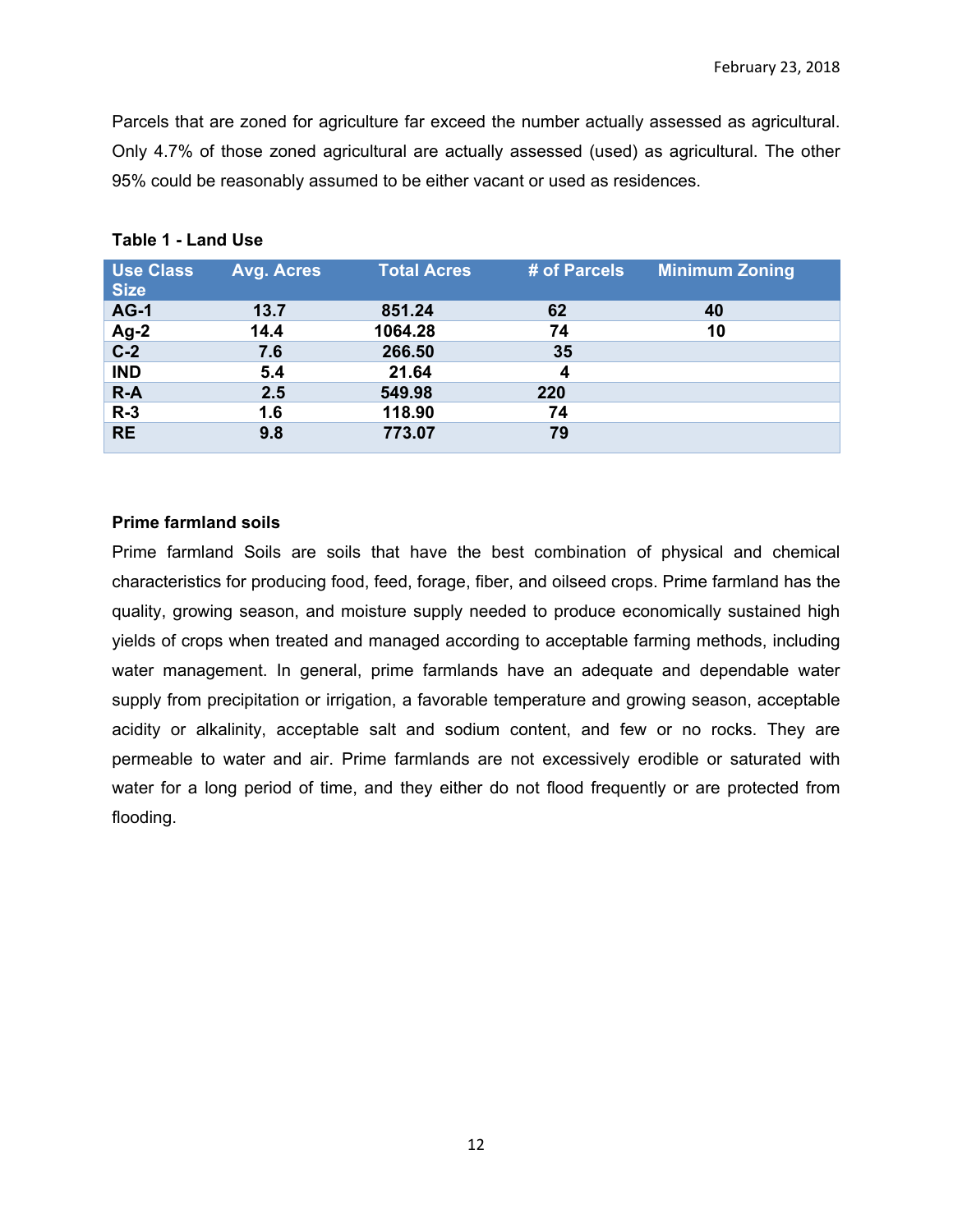Parcels that are zoned for agriculture far exceed the number actually assessed as agricultural. Only 4.7% of those zoned agricultural are actually assessed (used) as agricultural. The other 95% could be reasonably assumed to be either vacant or used as residences.

**Table 1 - Land Use**

| Use Class Size | Avg. Acres | Total Acres | # of Parcels | Minimum Zoning |
|---|---|---|---|---|
| AG-1 | 13.7 | 851.24 | 62 | 40 |
| Ag-2 | 14.4 | 1064.28 | 74 | 10 |
| C-2 | 7.6 | 266.50 | 35 | |
| IND | 5.4 | 21.64 | 4 | |
| R-A | 2.5 | 549.98 | 220 | |
| R-3 | 1.6 | 118.90 | 74 | |
| RE | 9.8 | 773.07 | 79 | |

**Prime farmland soils**

Prime farmland Soils are soils that have the best combination of physical and chemical characteristics for producing food, feed, forage, fiber, and oilseed crops. Prime farmland has the quality, growing season, and moisture supply needed to produce economically sustained high yields of crops when treated and managed according to acceptable farming methods, including water management. In general, prime farmlands have an adequate and dependable water supply from precipitation or irrigation, a favorable temperature and growing season, acceptable acidity or alkalinity, acceptable salt and sodium content, and few or no rocks. They are permeable to water and air. Prime farmlands are not excessively erodible or saturated with water for a long period of time, and they either do not flood frequently or are protected from flooding.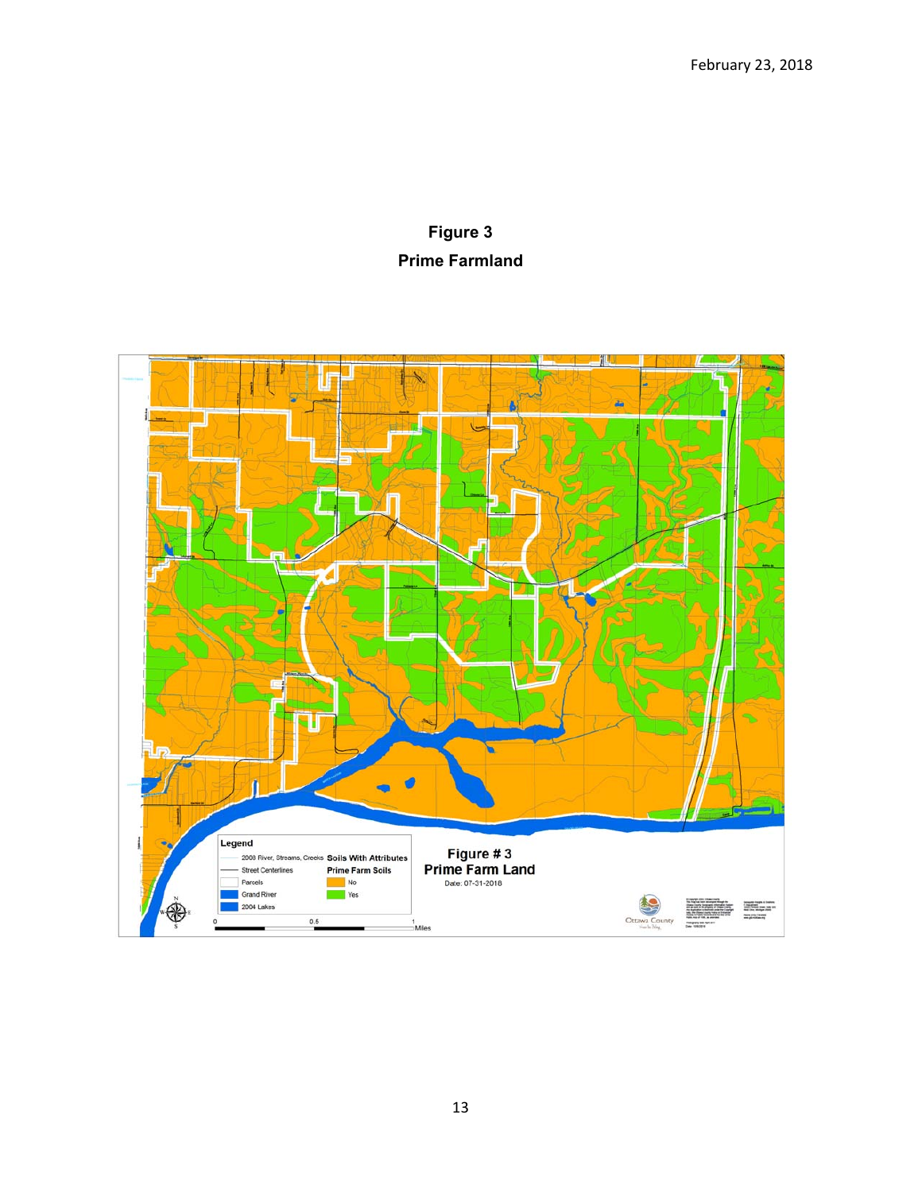**Figure 3**

**Prime Farmland**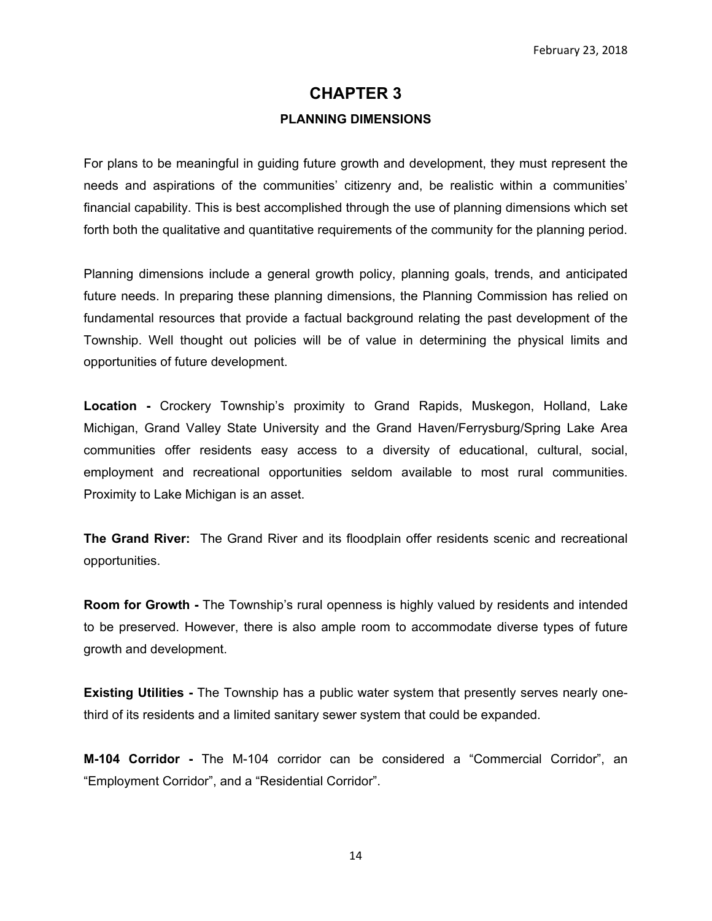# CHAPTER 3

## PLANNING DIMENSIONS

For plans to be meaningful in guiding future growth and development, they must represent the needs and aspirations of the communities' citizenry and, be realistic within a communities' financial capability. This is best accomplished through the use of planning dimensions which set forth both the qualitative and quantitative requirements of the community for the planning period.

Planning dimensions include a general growth policy, planning goals, trends, and anticipated future needs. In preparing these planning dimensions, the Planning Commission has relied on fundamental resources that provide a factual background relating the past development of the Township. Well thought out policies will be of value in determining the physical limits and opportunities of future development.

**Location -** Crockery Township's proximity to Grand Rapids, Muskegon, Holland, Lake Michigan, Grand Valley State University and the Grand Haven/Ferrysburg/Spring Lake Area communities offer residents easy access to a diversity of educational, cultural, social, employment and recreational opportunities seldom available to most rural communities. Proximity to Lake Michigan is an asset.

**The Grand River:** The Grand River and its floodplain offer residents scenic and recreational opportunities.

**Room for Growth -** The Township's rural openness is highly valued by residents and intended to be preserved. However, there is also ample room to accommodate diverse types of future growth and development.

**Existing Utilities -** The Township has a public water system that presently serves nearly one-third of its residents and a limited sanitary sewer system that could be expanded.

**M-104 Corridor -** The M-104 corridor can be considered a "Commercial Corridor", an "Employment Corridor", and a "Residential Corridor".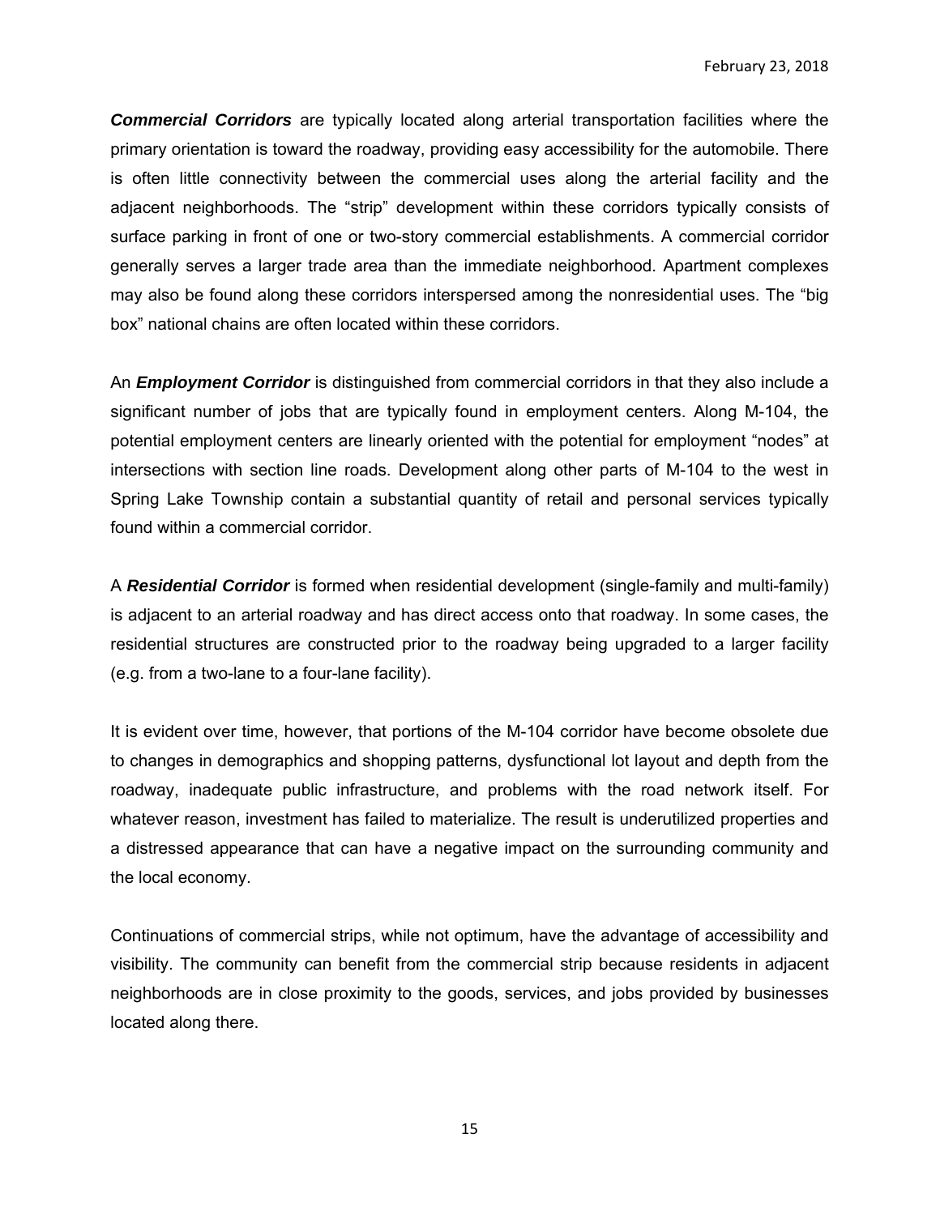***Commercial Corridors*** are typically located along arterial transportation facilities where the primary orientation is toward the roadway, providing easy accessibility for the automobile. There is often little connectivity between the commercial uses along the arterial facility and the adjacent neighborhoods. The "strip" development within these corridors typically consists of surface parking in front of one or two-story commercial establishments. A commercial corridor generally serves a larger trade area than the immediate neighborhood. Apartment complexes may also be found along these corridors interspersed among the nonresidential uses. The "big box" national chains are often located within these corridors.

An ***Employment Corridor*** is distinguished from commercial corridors in that they also include a significant number of jobs that are typically found in employment centers. Along M-104, the potential employment centers are linearly oriented with the potential for employment "nodes" at intersections with section line roads. Development along other parts of M-104 to the west in Spring Lake Township contain a substantial quantity of retail and personal services typically found within a commercial corridor.

A ***Residential Corridor*** is formed when residential development (single-family and multi-family) is adjacent to an arterial roadway and has direct access onto that roadway. In some cases, the residential structures are constructed prior to the roadway being upgraded to a larger facility (e.g. from a two-lane to a four-lane facility).

It is evident over time, however, that portions of the M-104 corridor have become obsolete due to changes in demographics and shopping patterns, dysfunctional lot layout and depth from the roadway, inadequate public infrastructure, and problems with the road network itself. For whatever reason, investment has failed to materialize. The result is underutilized properties and a distressed appearance that can have a negative impact on the surrounding community and the local economy.

Continuations of commercial strips, while not optimum, have the advantage of accessibility and visibility. The community can benefit from the commercial strip because residents in adjacent neighborhoods are in close proximity to the goods, services, and jobs provided by businesses located along there.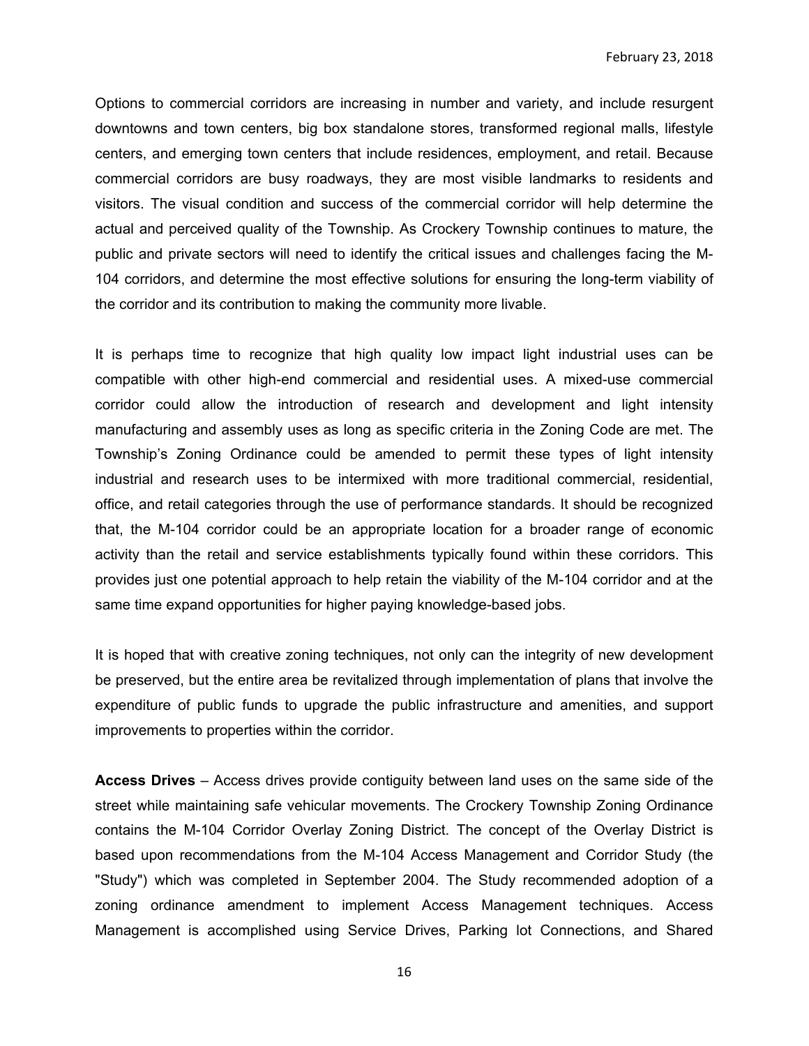Options to commercial corridors are increasing in number and variety, and include resurgent downtowns and town centers, big box standalone stores, transformed regional malls, lifestyle centers, and emerging town centers that include residences, employment, and retail. Because commercial corridors are busy roadways, they are most visible landmarks to residents and visitors. The visual condition and success of the commercial corridor will help determine the actual and perceived quality of the Township. As Crockery Township continues to mature, the public and private sectors will need to identify the critical issues and challenges facing the M-104 corridors, and determine the most effective solutions for ensuring the long-term viability of the corridor and its contribution to making the community more livable.

It is perhaps time to recognize that high quality low impact light industrial uses can be compatible with other high-end commercial and residential uses. A mixed-use commercial corridor could allow the introduction of research and development and light intensity manufacturing and assembly uses as long as specific criteria in the Zoning Code are met. The Township's Zoning Ordinance could be amended to permit these types of light intensity industrial and research uses to be intermixed with more traditional commercial, residential, office, and retail categories through the use of performance standards. It should be recognized that, the M-104 corridor could be an appropriate location for a broader range of economic activity than the retail and service establishments typically found within these corridors. This provides just one potential approach to help retain the viability of the M-104 corridor and at the same time expand opportunities for higher paying knowledge-based jobs.

It is hoped that with creative zoning techniques, not only can the integrity of new development be preserved, but the entire area be revitalized through implementation of plans that involve the expenditure of public funds to upgrade the public infrastructure and amenities, and support improvements to properties within the corridor.

**Access Drives** – Access drives provide contiguity between land uses on the same side of the street while maintaining safe vehicular movements. The Crockery Township Zoning Ordinance contains the M-104 Corridor Overlay Zoning District. The concept of the Overlay District is based upon recommendations from the M-104 Access Management and Corridor Study (the "Study") which was completed in September 2004. The Study recommended adoption of a zoning ordinance amendment to implement Access Management techniques. Access Management is accomplished using Service Drives, Parking lot Connections, and Shared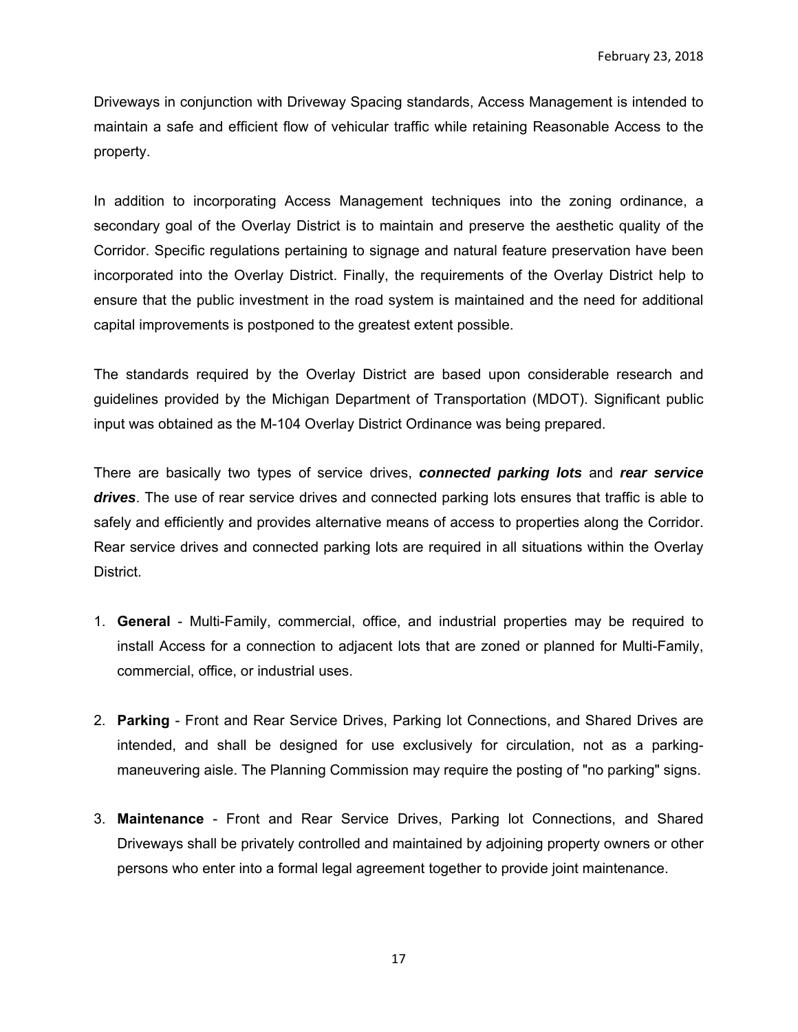Driveways in conjunction with Driveway Spacing standards, Access Management is intended to maintain a safe and efficient flow of vehicular traffic while retaining Reasonable Access to the property.

In addition to incorporating Access Management techniques into the zoning ordinance, a secondary goal of the Overlay District is to maintain and preserve the aesthetic quality of the Corridor. Specific regulations pertaining to signage and natural feature preservation have been incorporated into the Overlay District. Finally, the requirements of the Overlay District help to ensure that the public investment in the road system is maintained and the need for additional capital improvements is postponed to the greatest extent possible.

The standards required by the Overlay District are based upon considerable research and guidelines provided by the Michigan Department of Transportation (MDOT). Significant public input was obtained as the M-104 Overlay District Ordinance was being prepared.

There are basically two types of service drives, ***connected parking lots*** and ***rear service drives***. The use of rear service drives and connected parking lots ensures that traffic is able to safely and efficiently and provides alternative means of access to properties along the Corridor. Rear service drives and connected parking lots are required in all situations within the Overlay District.

1. **General** - Multi-Family, commercial, office, and industrial properties may be required to install Access for a connection to adjacent lots that are zoned or planned for Multi-Family, commercial, office, or industrial uses.

2. **Parking** - Front and Rear Service Drives, Parking lot Connections, and Shared Drives are intended, and shall be designed for use exclusively for circulation, not as a parking-maneuvering aisle. The Planning Commission may require the posting of "no parking" signs.

3. **Maintenance** - Front and Rear Service Drives, Parking lot Connections, and Shared Driveways shall be privately controlled and maintained by adjoining property owners or other persons who enter into a formal legal agreement together to provide joint maintenance.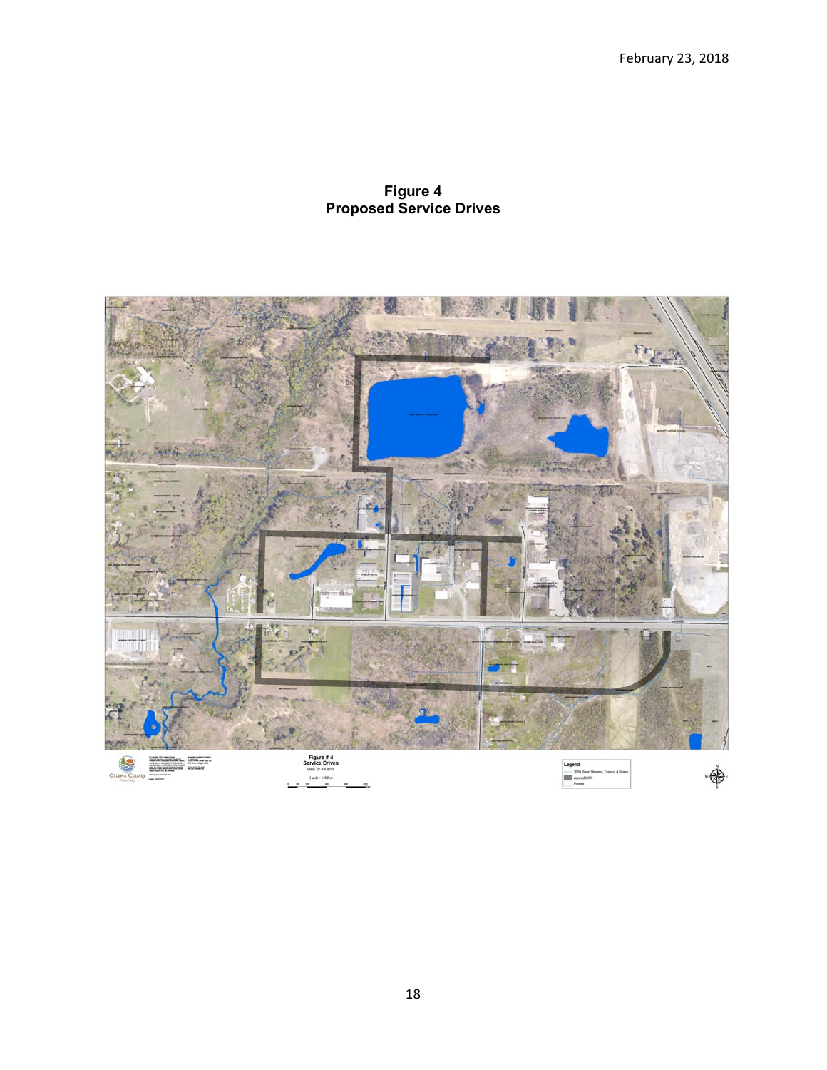**Figure 4**
**Proposed Service Drives**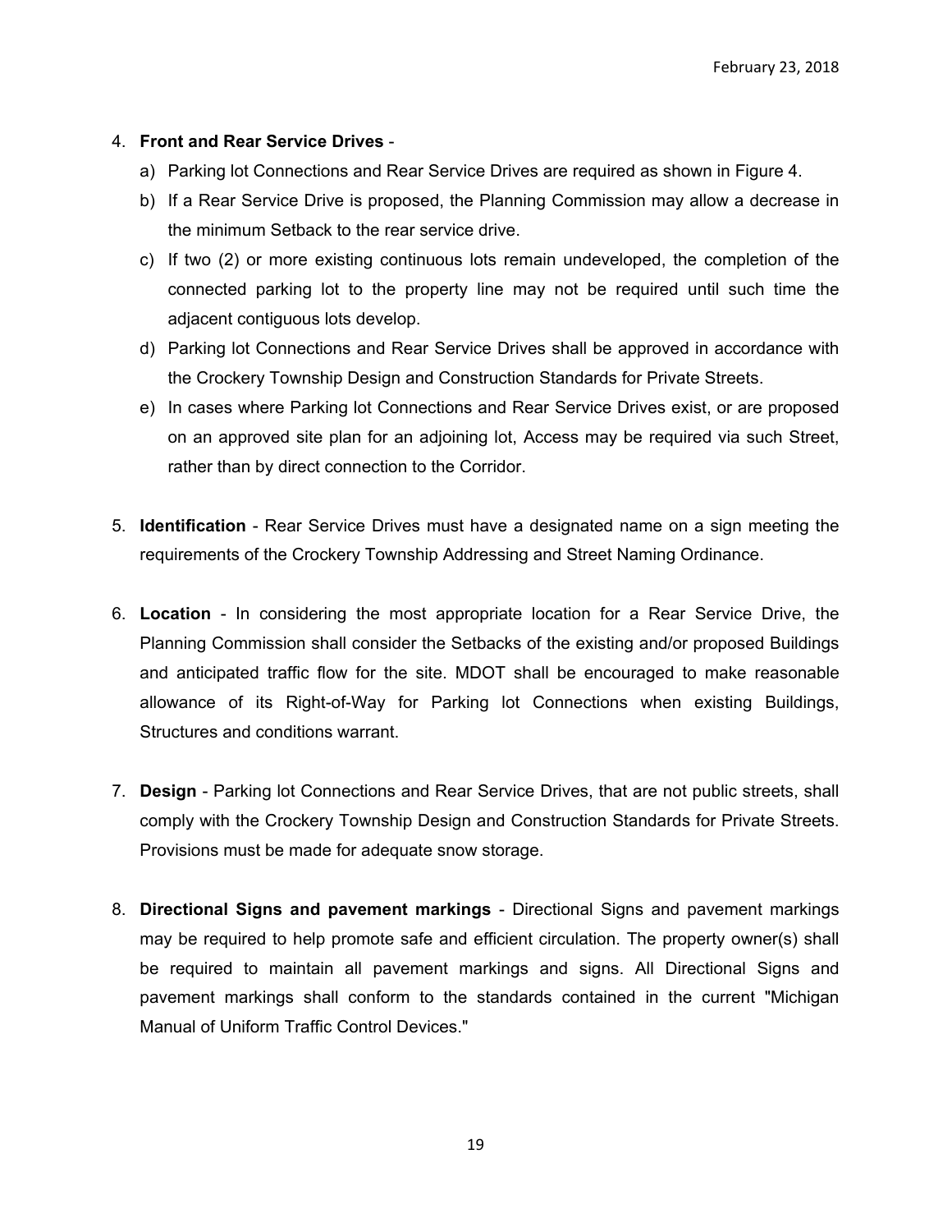4. **Front and Rear Service Drives** -
   a) Parking lot Connections and Rear Service Drives are required as shown in Figure 4.
   b) If a Rear Service Drive is proposed, the Planning Commission may allow a decrease in the minimum Setback to the rear service drive.
   c) If two (2) or more existing continuous lots remain undeveloped, the completion of the connected parking lot to the property line may not be required until such time the adjacent contiguous lots develop.
   d) Parking lot Connections and Rear Service Drives shall be approved in accordance with the Crockery Township Design and Construction Standards for Private Streets.
   e) In cases where Parking lot Connections and Rear Service Drives exist, or are proposed on an approved site plan for an adjoining lot, Access may be required via such Street, rather than by direct connection to the Corridor.

5. **Identification** - Rear Service Drives must have a designated name on a sign meeting the requirements of the Crockery Township Addressing and Street Naming Ordinance.

6. **Location** - In considering the most appropriate location for a Rear Service Drive, the Planning Commission shall consider the Setbacks of the existing and/or proposed Buildings and anticipated traffic flow for the site. MDOT shall be encouraged to make reasonable allowance of its Right-of-Way for Parking lot Connections when existing Buildings, Structures and conditions warrant.

7. **Design** - Parking lot Connections and Rear Service Drives, that are not public streets, shall comply with the Crockery Township Design and Construction Standards for Private Streets. Provisions must be made for adequate snow storage.

8. **Directional Signs and pavement markings** - Directional Signs and pavement markings may be required to help promote safe and efficient circulation. The property owner(s) shall be required to maintain all pavement markings and signs. All Directional Signs and pavement markings shall conform to the standards contained in the current "Michigan Manual of Uniform Traffic Control Devices."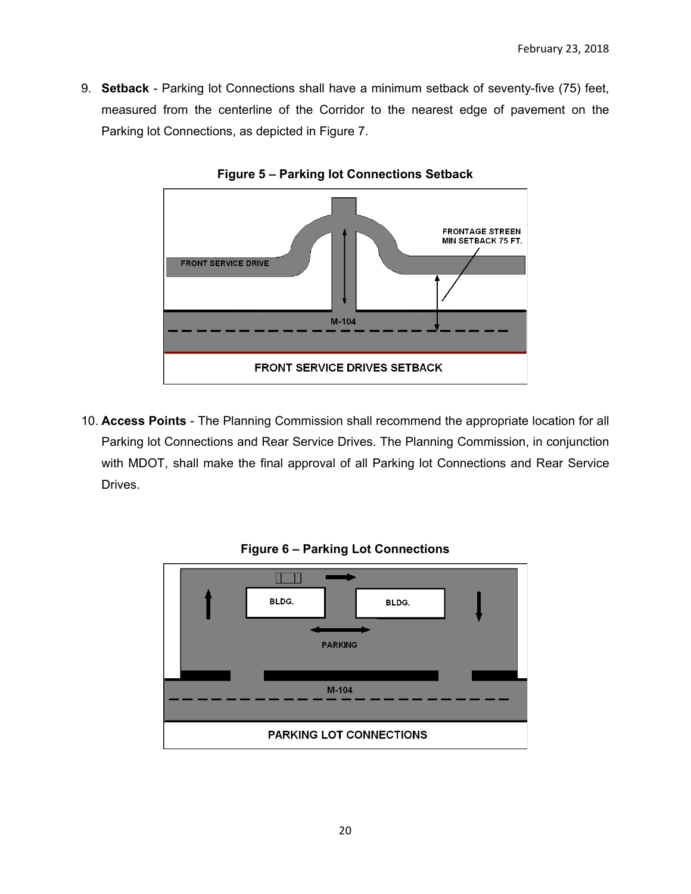9. **Setback** - Parking lot Connections shall have a minimum setback of seventy-five (75) feet, measured from the centerline of the Corridor to the nearest edge of pavement on the Parking lot Connections, as depicted in Figure 7.

**Figure 5 – Parking lot Connections Setback**

10. **Access Points** - The Planning Commission shall recommend the appropriate location for all Parking lot Connections and Rear Service Drives. The Planning Commission, in conjunction with MDOT, shall make the final approval of all Parking lot Connections and Rear Service Drives.

**Figure 6 – Parking Lot Connections**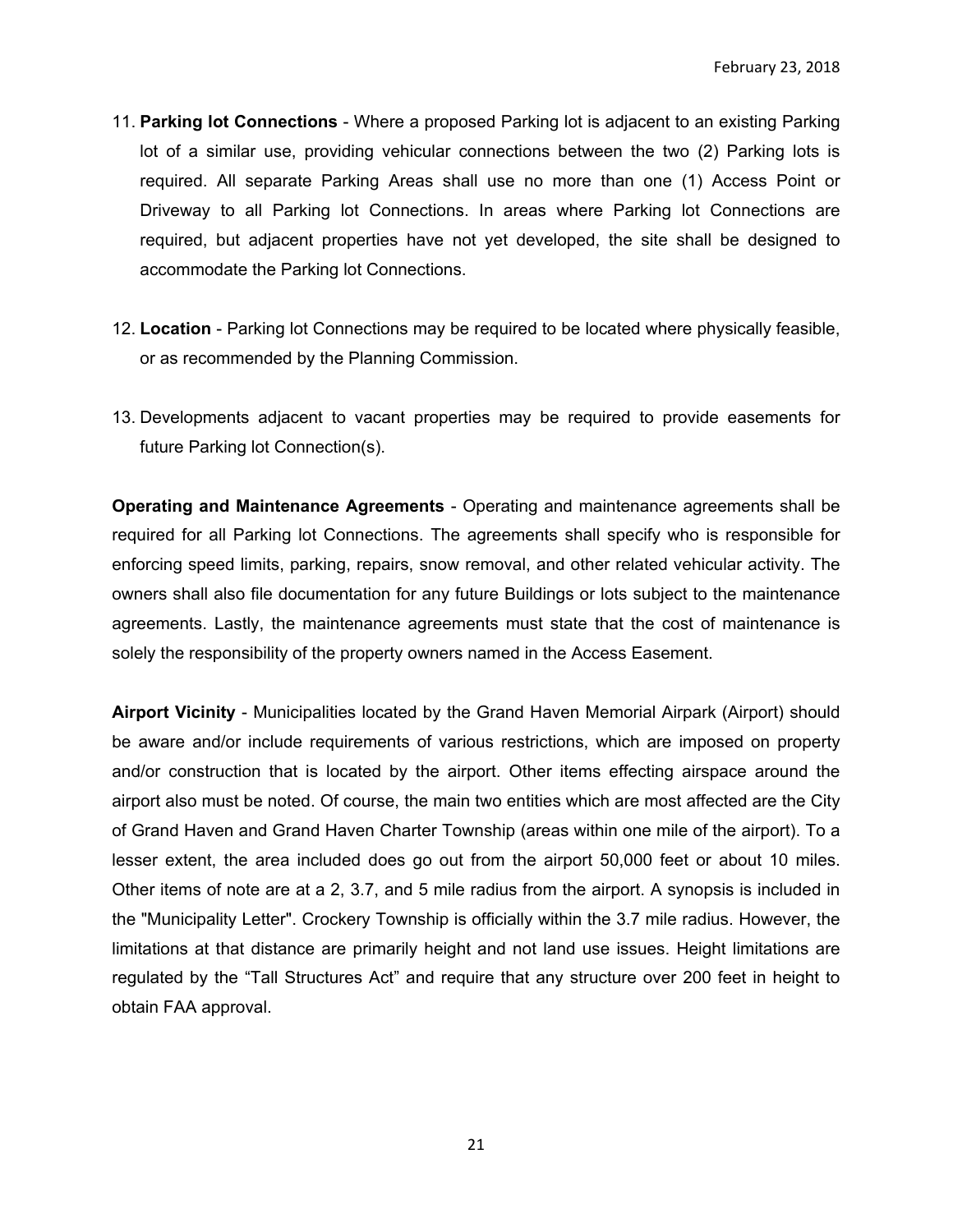11. **Parking lot Connections** - Where a proposed Parking lot is adjacent to an existing Parking lot of a similar use, providing vehicular connections between the two (2) Parking lots is required. All separate Parking Areas shall use no more than one (1) Access Point or Driveway to all Parking lot Connections. In areas where Parking lot Connections are required, but adjacent properties have not yet developed, the site shall be designed to accommodate the Parking lot Connections.

12. **Location** - Parking lot Connections may be required to be located where physically feasible, or as recommended by the Planning Commission.

13. Developments adjacent to vacant properties may be required to provide easements for future Parking lot Connection(s).

**Operating and Maintenance Agreements** - Operating and maintenance agreements shall be required for all Parking lot Connections. The agreements shall specify who is responsible for enforcing speed limits, parking, repairs, snow removal, and other related vehicular activity. The owners shall also file documentation for any future Buildings or lots subject to the maintenance agreements. Lastly, the maintenance agreements must state that the cost of maintenance is solely the responsibility of the property owners named in the Access Easement.

**Airport Vicinity** - Municipalities located by the Grand Haven Memorial Airpark (Airport) should be aware and/or include requirements of various restrictions, which are imposed on property and/or construction that is located by the airport. Other items effecting airspace around the airport also must be noted. Of course, the main two entities which are most affected are the City of Grand Haven and Grand Haven Charter Township (areas within one mile of the airport). To a lesser extent, the area included does go out from the airport 50,000 feet or about 10 miles. Other items of note are at a 2, 3.7, and 5 mile radius from the airport. A synopsis is included in the "Municipality Letter". Crockery Township is officially within the 3.7 mile radius. However, the limitations at that distance are primarily height and not land use issues. Height limitations are regulated by the “Tall Structures Act” and require that any structure over 200 feet in height to obtain FAA approval.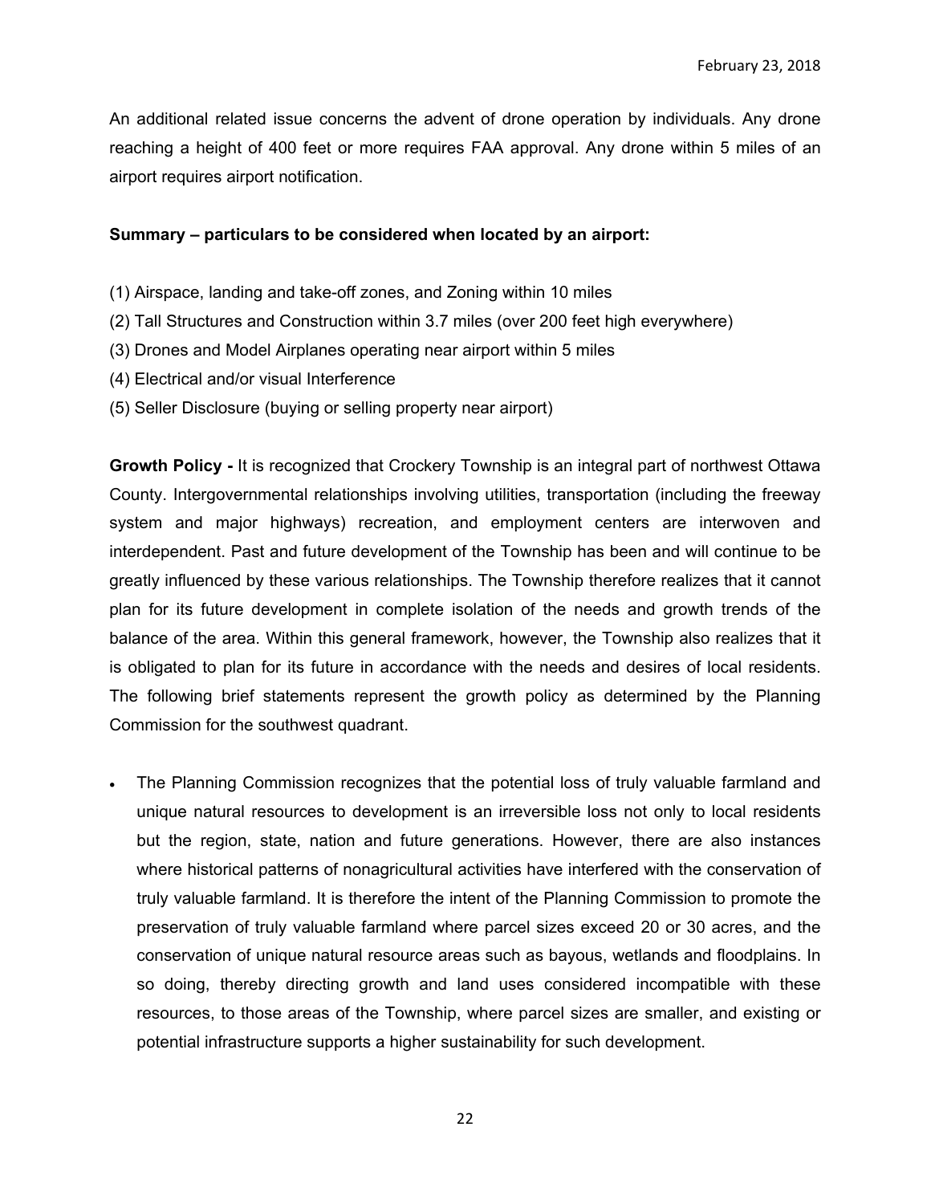An additional related issue concerns the advent of drone operation by individuals. Any drone reaching a height of 400 feet or more requires FAA approval. Any drone within 5 miles of an airport requires airport notification.

**Summary – particulars to be considered when located by an airport:**

(1) Airspace, landing and take-off zones, and Zoning within 10 miles
(2) Tall Structures and Construction within 3.7 miles (over 200 feet high everywhere)
(3) Drones and Model Airplanes operating near airport within 5 miles
(4) Electrical and/or visual Interference
(5) Seller Disclosure (buying or selling property near airport)

**Growth Policy -** It is recognized that Crockery Township is an integral part of northwest Ottawa County. Intergovernmental relationships involving utilities, transportation (including the freeway system and major highways) recreation, and employment centers are interwoven and interdependent. Past and future development of the Township has been and will continue to be greatly influenced by these various relationships. The Township therefore realizes that it cannot plan for its future development in complete isolation of the needs and growth trends of the balance of the area. Within this general framework, however, the Township also realizes that it is obligated to plan for its future in accordance with the needs and desires of local residents. The following brief statements represent the growth policy as determined by the Planning Commission for the southwest quadrant.

- The Planning Commission recognizes that the potential loss of truly valuable farmland and unique natural resources to development is an irreversible loss not only to local residents but the region, state, nation and future generations. However, there are also instances where historical patterns of nonagricultural activities have interfered with the conservation of truly valuable farmland. It is therefore the intent of the Planning Commission to promote the preservation of truly valuable farmland where parcel sizes exceed 20 or 30 acres, and the conservation of unique natural resource areas such as bayous, wetlands and floodplains. In so doing, thereby directing growth and land uses considered incompatible with these resources, to those areas of the Township, where parcel sizes are smaller, and existing or potential infrastructure supports a higher sustainability for such development.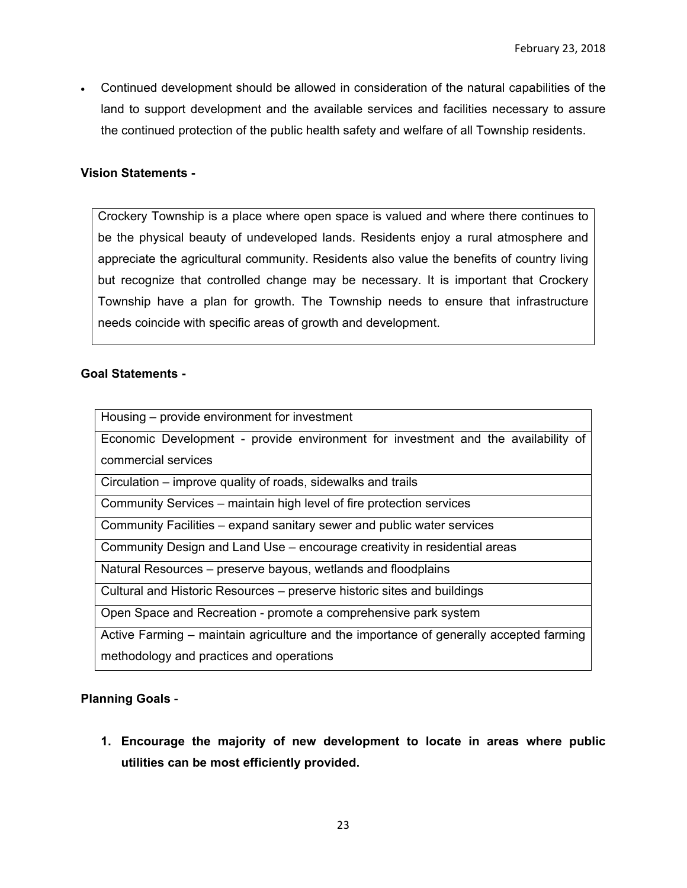- Continued development should be allowed in consideration of the natural capabilities of the land to support development and the available services and facilities necessary to assure the continued protection of the public health safety and welfare of all Township residents.

**Vision Statements -**

| Crockery Township is a place where open space is valued and where there continues to be the physical beauty of undeveloped lands. Residents enjoy a rural atmosphere and appreciate the agricultural community. Residents also value the benefits of country living but recognize that controlled change may be necessary. It is important that Crockery Township have a plan for growth. The Township needs to ensure that infrastructure needs coincide with specific areas of growth and development. |
|---|

**Goal Statements -**

| Housing – provide environment for investment |
|---|
| Economic Development - provide environment for investment and the availability of commercial services |
| Circulation – improve quality of roads, sidewalks and trails |
| Community Services – maintain high level of fire protection services |
| Community Facilities – expand sanitary sewer and public water services |
| Community Design and Land Use – encourage creativity in residential areas |
| Natural Resources – preserve bayous, wetlands and floodplains |
| Cultural and Historic Resources – preserve historic sites and buildings |
| Open Space and Recreation - promote a comprehensive park system |
| Active Farming – maintain agriculture and the importance of generally accepted farming methodology and practices and operations |

**Planning Goals** -

1. **Encourage the majority of new development to locate in areas where public utilities can be most efficiently provided.**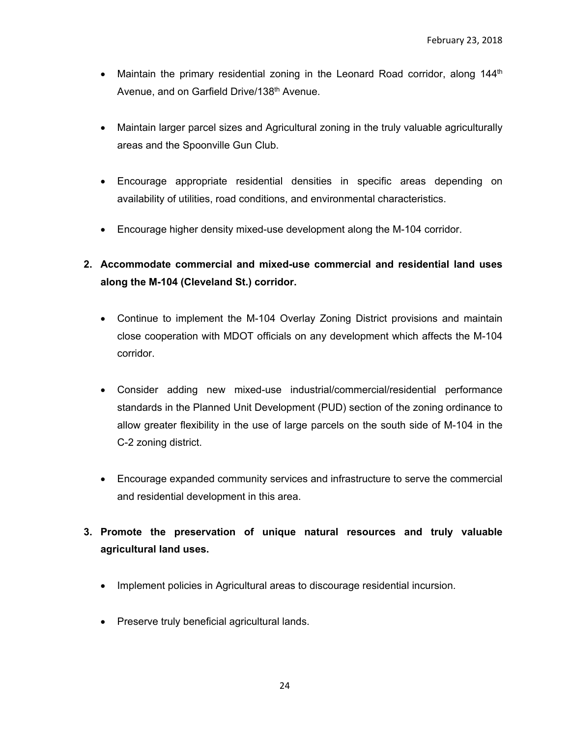- Maintain the primary residential zoning in the Leonard Road corridor, along 144th Avenue, and on Garfield Drive/138th Avenue.

- Maintain larger parcel sizes and Agricultural zoning in the truly valuable agriculturally areas and the Spoonville Gun Club.

- Encourage appropriate residential densities in specific areas depending on availability of utilities, road conditions, and environmental characteristics.

- Encourage higher density mixed-use development along the M-104 corridor.

**2. Accommodate commercial and mixed-use commercial and residential land uses along the M-104 (Cleveland St.) corridor.**

- Continue to implement the M-104 Overlay Zoning District provisions and maintain close cooperation with MDOT officials on any development which affects the M-104 corridor.

- Consider adding new mixed-use industrial/commercial/residential performance standards in the Planned Unit Development (PUD) section of the zoning ordinance to allow greater flexibility in the use of large parcels on the south side of M-104 in the C-2 zoning district.

- Encourage expanded community services and infrastructure to serve the commercial and residential development in this area.

**3. Promote the preservation of unique natural resources and truly valuable agricultural land uses.**

- Implement policies in Agricultural areas to discourage residential incursion.

- Preserve truly beneficial agricultural lands.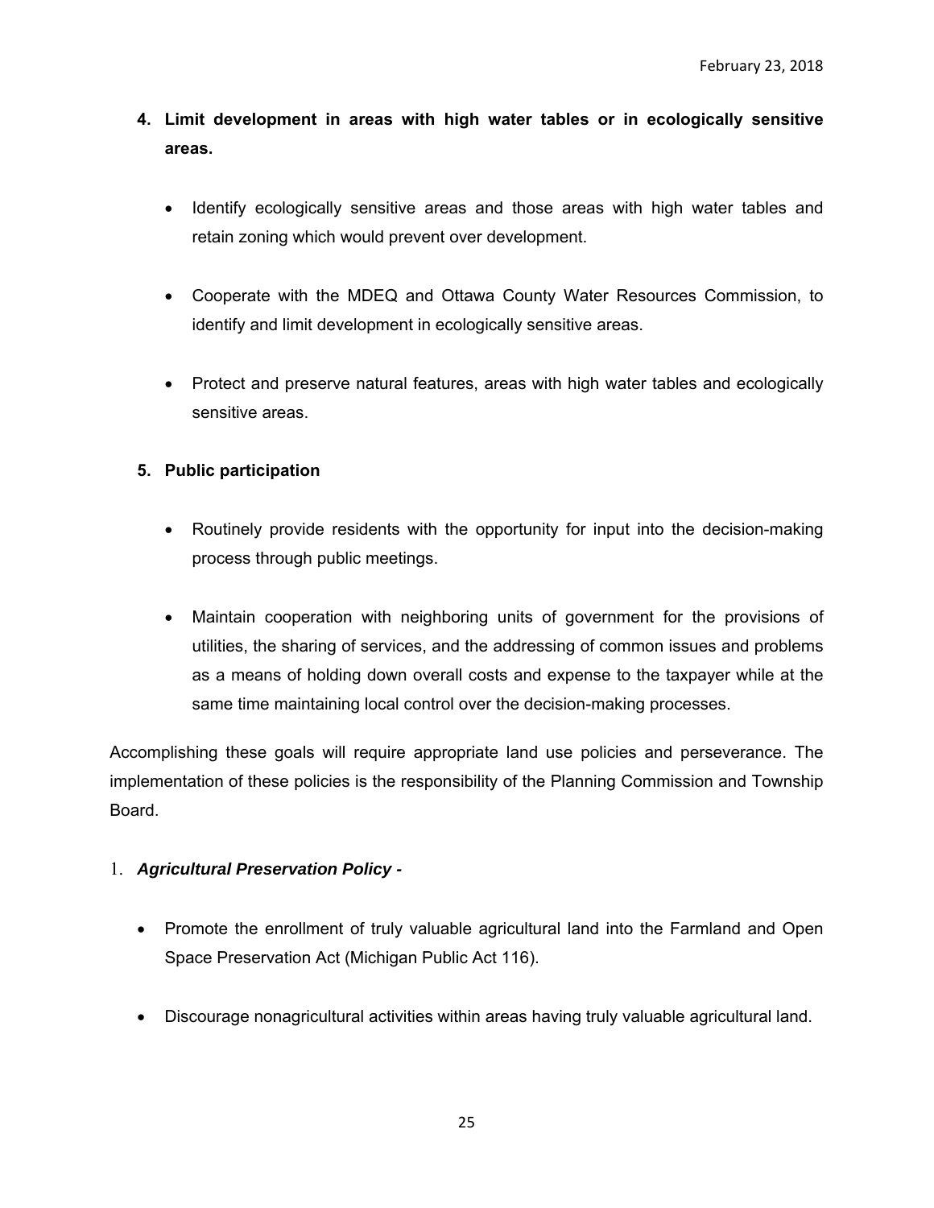4. **Limit development in areas with high water tables or in ecologically sensitive areas.**

   - Identify ecologically sensitive areas and those areas with high water tables and retain zoning which would prevent over development.

   - Cooperate with the MDEQ and Ottawa County Water Resources Commission, to identify and limit development in ecologically sensitive areas.

   - Protect and preserve natural features, areas with high water tables and ecologically sensitive areas.

5. **Public participation**

   - Routinely provide residents with the opportunity for input into the decision-making process through public meetings.

   - Maintain cooperation with neighboring units of government for the provisions of utilities, the sharing of services, and the addressing of common issues and problems as a means of holding down overall costs and expense to the taxpayer while at the same time maintaining local control over the decision-making processes.

Accomplishing these goals will require appropriate land use policies and perseverance. The implementation of these policies is the responsibility of the Planning Commission and Township Board.

1. ***Agricultural Preservation Policy -***

   - Promote the enrollment of truly valuable agricultural land into the Farmland and Open Space Preservation Act (Michigan Public Act 116).

   - Discourage nonagricultural activities within areas having truly valuable agricultural land.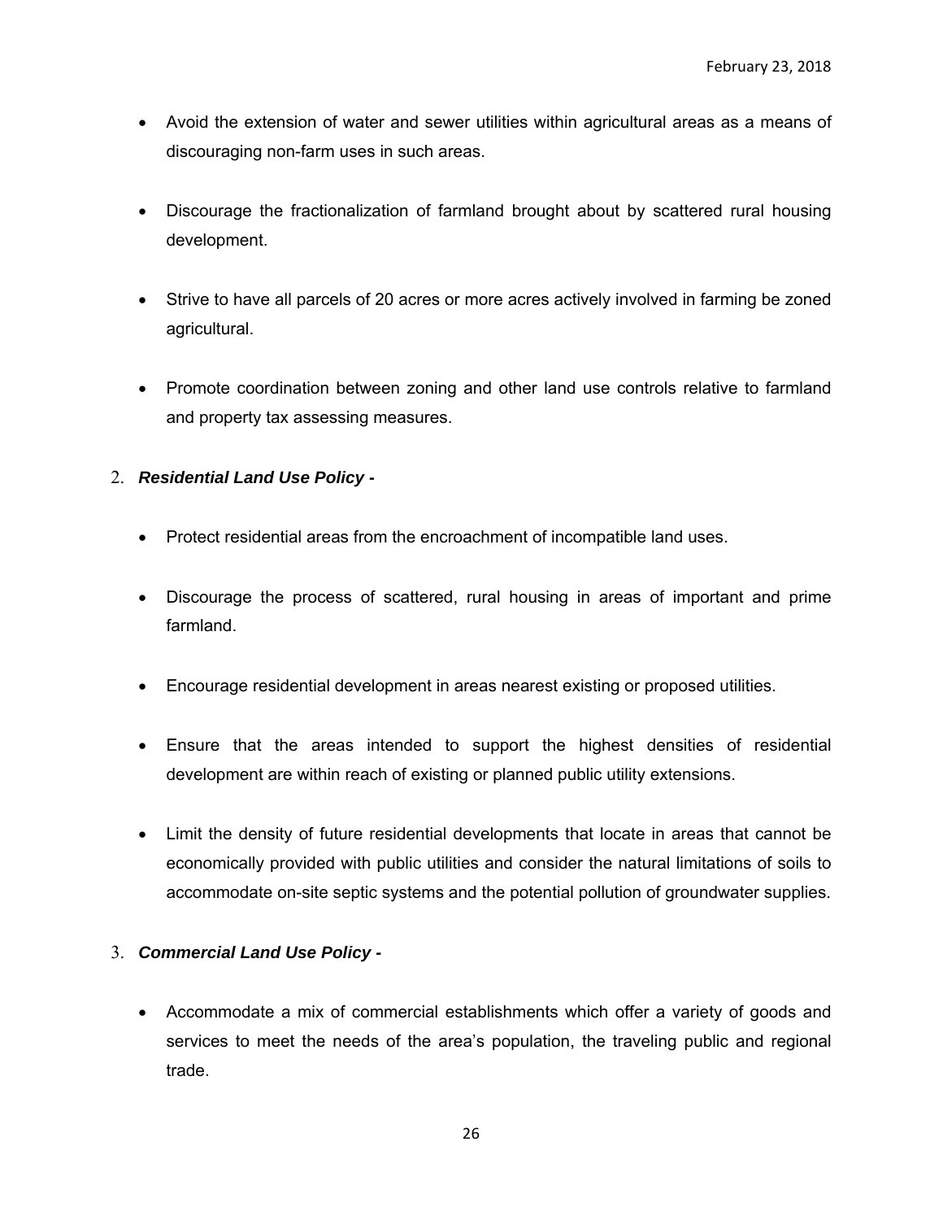- Avoid the extension of water and sewer utilities within agricultural areas as a means of discouraging non-farm uses in such areas.
- Discourage the fractionalization of farmland brought about by scattered rural housing development.
- Strive to have all parcels of 20 acres or more acres actively involved in farming be zoned agricultural.
- Promote coordination between zoning and other land use controls relative to farmland and property tax assessing measures.

2. ***Residential Land Use Policy -***

- Protect residential areas from the encroachment of incompatible land uses.
- Discourage the process of scattered, rural housing in areas of important and prime farmland.
- Encourage residential development in areas nearest existing or proposed utilities.
- Ensure that the areas intended to support the highest densities of residential development are within reach of existing or planned public utility extensions.
- Limit the density of future residential developments that locate in areas that cannot be economically provided with public utilities and consider the natural limitations of soils to accommodate on-site septic systems and the potential pollution of groundwater supplies.

3. ***Commercial Land Use Policy -***

- Accommodate a mix of commercial establishments which offer a variety of goods and services to meet the needs of the area's population, the traveling public and regional trade.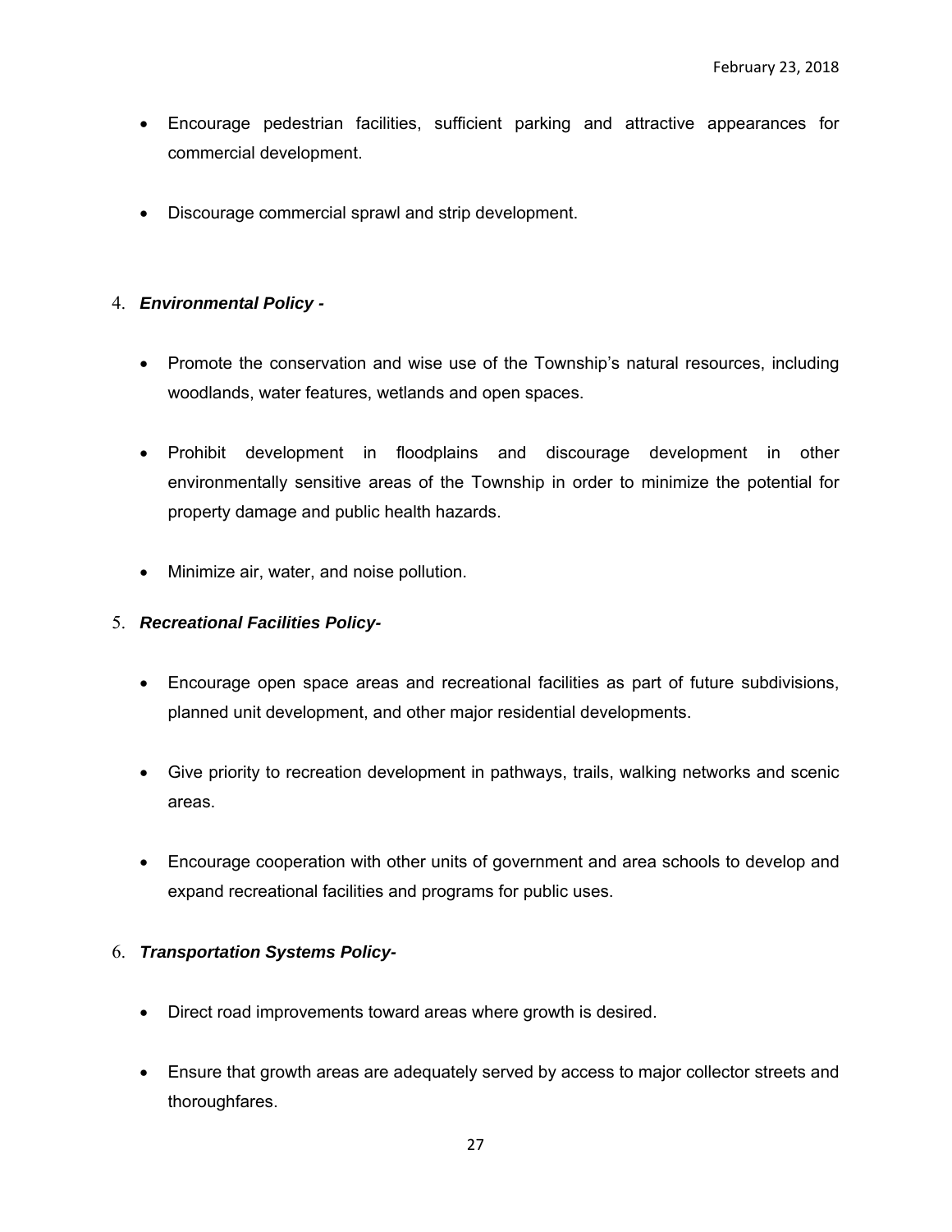- Encourage pedestrian facilities, sufficient parking and attractive appearances for commercial development.

- Discourage commercial sprawl and strip development.

4. ***Environmental Policy -***

    - Promote the conservation and wise use of the Township's natural resources, including woodlands, water features, wetlands and open spaces.

    - Prohibit development in floodplains and discourage development in other environmentally sensitive areas of the Township in order to minimize the potential for property damage and public health hazards.

    - Minimize air, water, and noise pollution.

5. ***Recreational Facilities Policy-***

    - Encourage open space areas and recreational facilities as part of future subdivisions, planned unit development, and other major residential developments.

    - Give priority to recreation development in pathways, trails, walking networks and scenic areas.

    - Encourage cooperation with other units of government and area schools to develop and expand recreational facilities and programs for public uses.

6. ***Transportation Systems Policy-***

    - Direct road improvements toward areas where growth is desired.

    - Ensure that growth areas are adequately served by access to major collector streets and thoroughfares.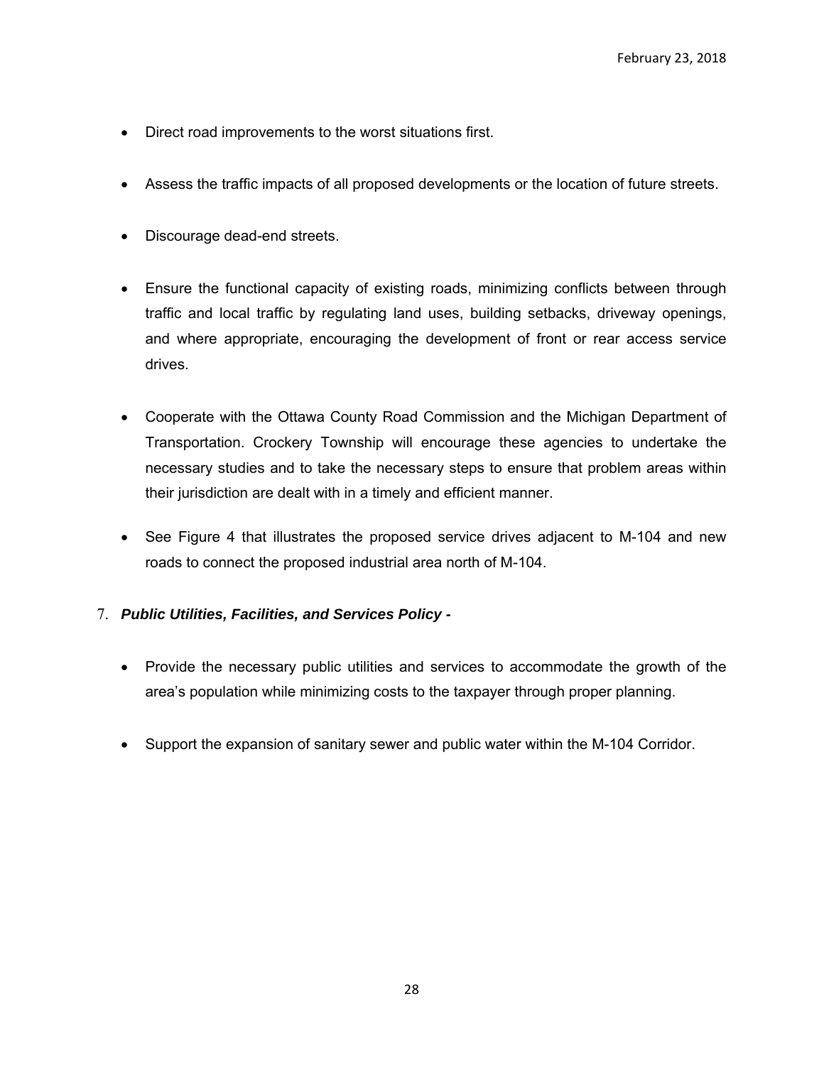- Direct road improvements to the worst situations first.

- Assess the traffic impacts of all proposed developments or the location of future streets.

- Discourage dead-end streets.

- Ensure the functional capacity of existing roads, minimizing conflicts between through traffic and local traffic by regulating land uses, building setbacks, driveway openings, and where appropriate, encouraging the development of front or rear access service drives.

- Cooperate with the Ottawa County Road Commission and the Michigan Department of Transportation. Crockery Township will encourage these agencies to undertake the necessary studies and to take the necessary steps to ensure that problem areas within their jurisdiction are dealt with in a timely and efficient manner.

- See Figure 4 that illustrates the proposed service drives adjacent to M-104 and new roads to connect the proposed industrial area north of M-104.

7. ***Public Utilities, Facilities, and Services Policy -***

   - Provide the necessary public utilities and services to accommodate the growth of the area's population while minimizing costs to the taxpayer through proper planning.

   - Support the expansion of sanitary sewer and public water within the M-104 Corridor.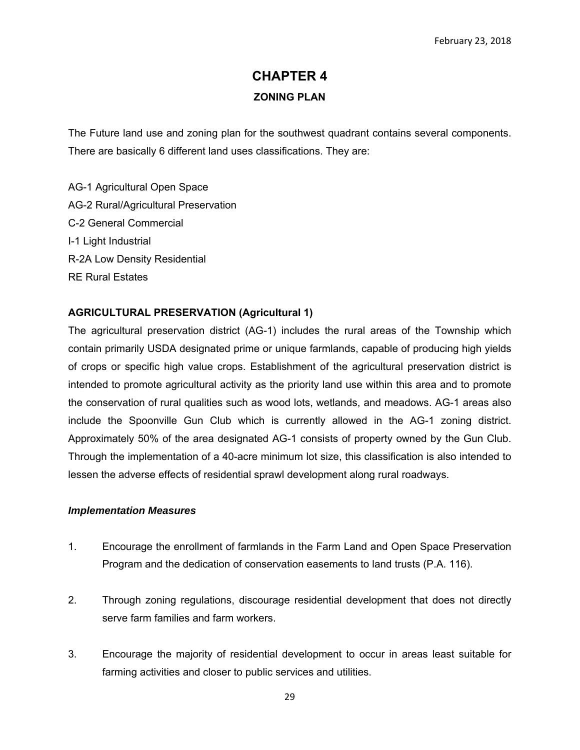# CHAPTER 4

## ZONING PLAN

The Future land use and zoning plan for the southwest quadrant contains several components. There are basically 6 different land uses classifications. They are:

AG-1 Agricultural Open Space
AG-2 Rural/Agricultural Preservation
C-2 General Commercial
I-1 Light Industrial
R-2A Low Density Residential
RE Rural Estates

### AGRICULTURAL PRESERVATION (Agricultural 1)

The agricultural preservation district (AG-1) includes the rural areas of the Township which contain primarily USDA designated prime or unique farmlands, capable of producing high yields of crops or specific high value crops. Establishment of the agricultural preservation district is intended to promote agricultural activity as the priority land use within this area and to promote the conservation of rural qualities such as wood lots, wetlands, and meadows. AG-1 areas also include the Spoonville Gun Club which is currently allowed in the AG-1 zoning district. Approximately 50% of the area designated AG-1 consists of property owned by the Gun Club. Through the implementation of a 40-acre minimum lot size, this classification is also intended to lessen the adverse effects of residential sprawl development along rural roadways.

***Implementation Measures***

1. Encourage the enrollment of farmlands in the Farm Land and Open Space Preservation Program and the dedication of conservation easements to land trusts (P.A. 116).

2. Through zoning regulations, discourage residential development that does not directly serve farm families and farm workers.

3. Encourage the majority of residential development to occur in areas least suitable for farming activities and closer to public services and utilities.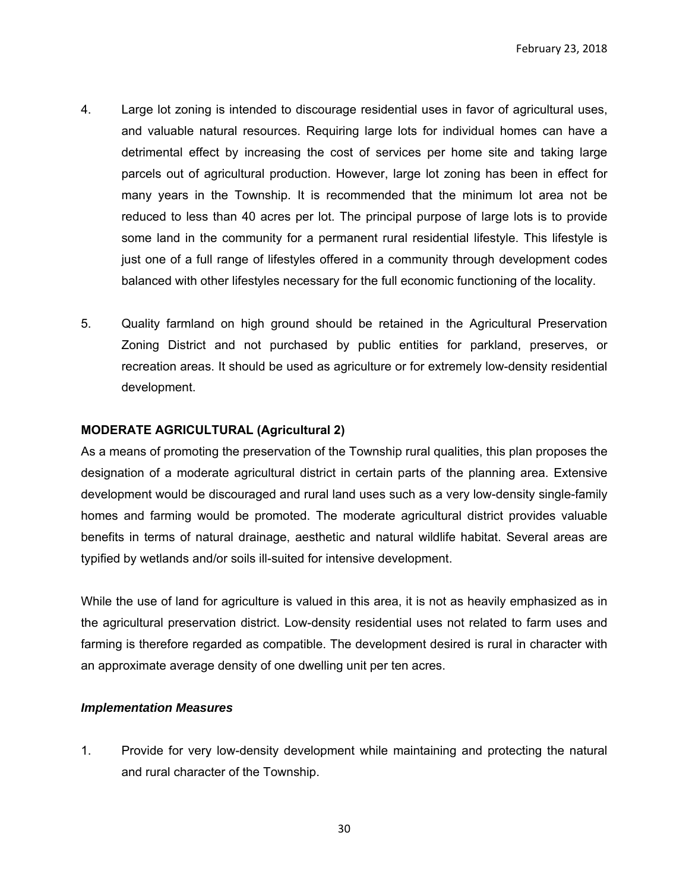4. Large lot zoning is intended to discourage residential uses in favor of agricultural uses, and valuable natural resources. Requiring large lots for individual homes can have a detrimental effect by increasing the cost of services per home site and taking large parcels out of agricultural production. However, large lot zoning has been in effect for many years in the Township. It is recommended that the minimum lot area not be reduced to less than 40 acres per lot. The principal purpose of large lots is to provide some land in the community for a permanent rural residential lifestyle. This lifestyle is just one of a full range of lifestyles offered in a community through development codes balanced with other lifestyles necessary for the full economic functioning of the locality.

5. Quality farmland on high ground should be retained in the Agricultural Preservation Zoning District and not purchased by public entities for parkland, preserves, or recreation areas. It should be used as agriculture or for extremely low-density residential development.

**MODERATE AGRICULTURAL (Agricultural 2)**

As a means of promoting the preservation of the Township rural qualities, this plan proposes the designation of a moderate agricultural district in certain parts of the planning area. Extensive development would be discouraged and rural land uses such as a very low-density single-family homes and farming would be promoted. The moderate agricultural district provides valuable benefits in terms of natural drainage, aesthetic and natural wildlife habitat. Several areas are typified by wetlands and/or soils ill-suited for intensive development.

While the use of land for agriculture is valued in this area, it is not as heavily emphasized as in the agricultural preservation district. Low-density residential uses not related to farm uses and farming is therefore regarded as compatible. The development desired is rural in character with an approximate average density of one dwelling unit per ten acres.

***Implementation Measures***

1. Provide for very low-density development while maintaining and protecting the natural and rural character of the Township.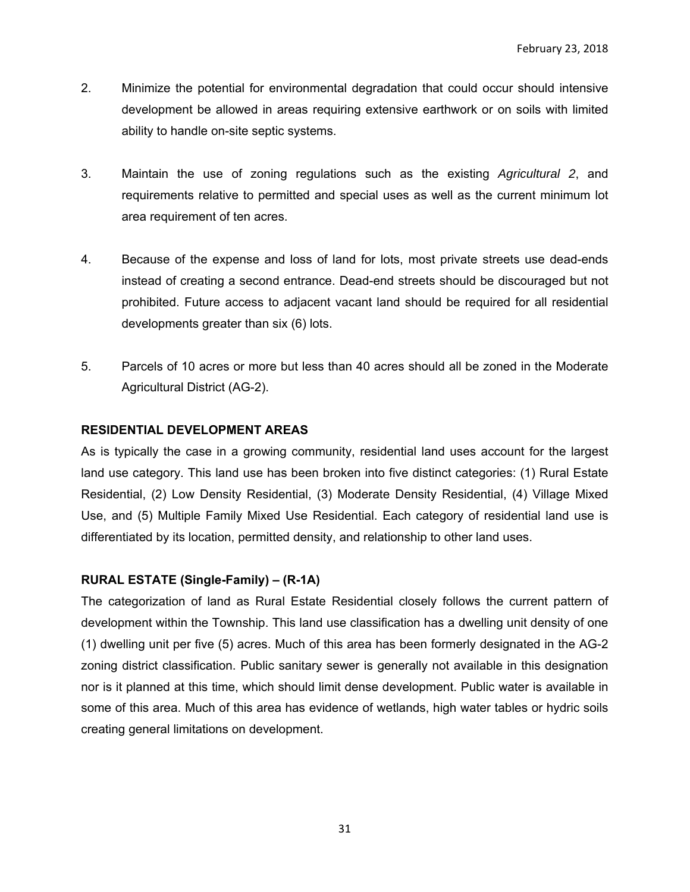2. Minimize the potential for environmental degradation that could occur should intensive development be allowed in areas requiring extensive earthwork or on soils with limited ability to handle on-site septic systems.

3. Maintain the use of zoning regulations such as the existing *Agricultural 2*, and requirements relative to permitted and special uses as well as the current minimum lot area requirement of ten acres.

4. Because of the expense and loss of land for lots, most private streets use dead-ends instead of creating a second entrance. Dead-end streets should be discouraged but not prohibited. Future access to adjacent vacant land should be required for all residential developments greater than six (6) lots.

5. Parcels of 10 acres or more but less than 40 acres should all be zoned in the Moderate Agricultural District (AG-2).

**RESIDENTIAL DEVELOPMENT AREAS**

As is typically the case in a growing community, residential land uses account for the largest land use category. This land use has been broken into five distinct categories: (1) Rural Estate Residential, (2) Low Density Residential, (3) Moderate Density Residential, (4) Village Mixed Use, and (5) Multiple Family Mixed Use Residential. Each category of residential land use is differentiated by its location, permitted density, and relationship to other land uses.

**RURAL ESTATE (Single-Family) – (R-1A)**

The categorization of land as Rural Estate Residential closely follows the current pattern of development within the Township. This land use classification has a dwelling unit density of one (1) dwelling unit per five (5) acres. Much of this area has been formerly designated in the AG-2 zoning district classification. Public sanitary sewer is generally not available in this designation nor is it planned at this time, which should limit dense development. Public water is available in some of this area. Much of this area has evidence of wetlands, high water tables or hydric soils creating general limitations on development.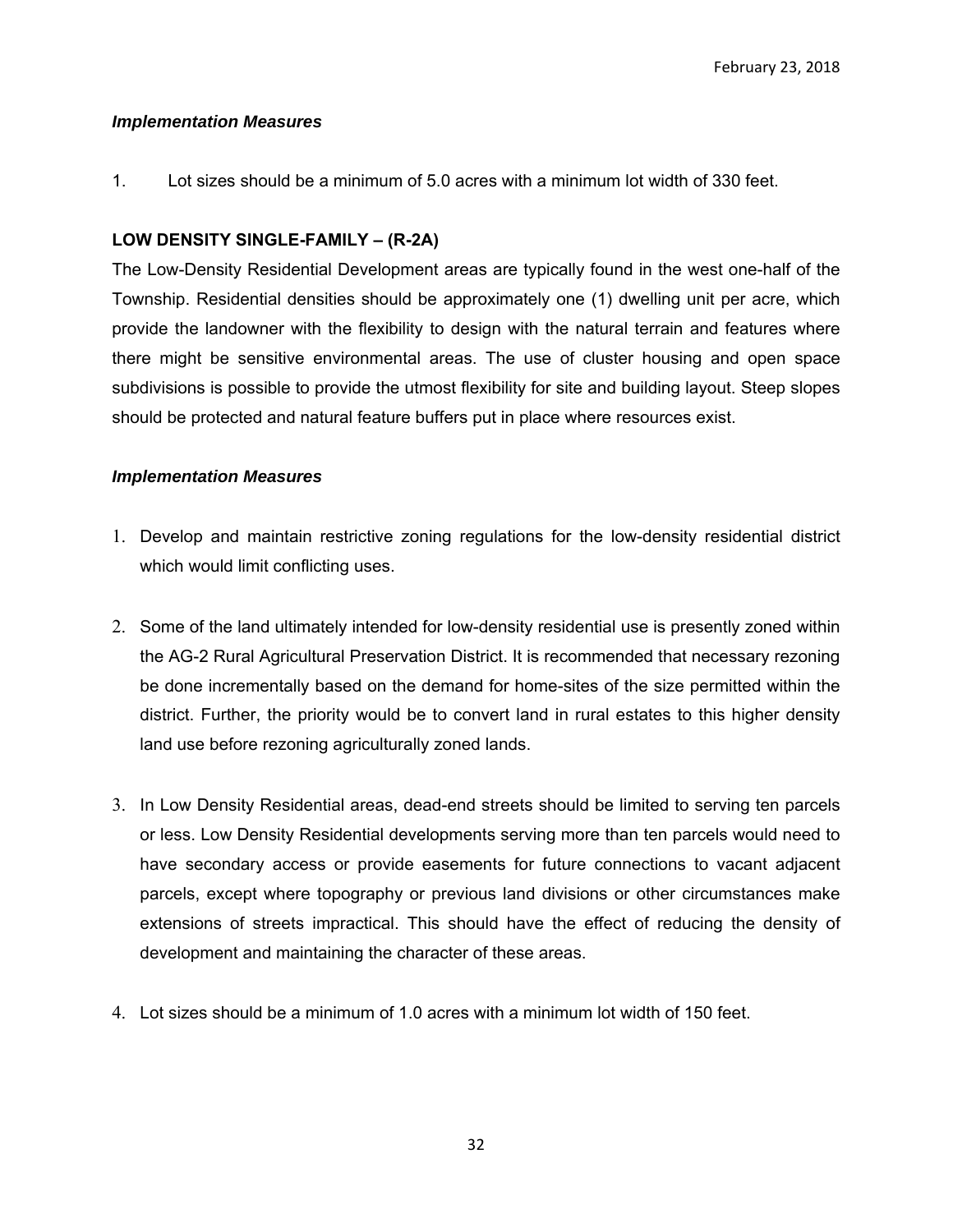*Implementation Measures*

1. Lot sizes should be a minimum of 5.0 acres with a minimum lot width of 330 feet.

## LOW DENSITY SINGLE-FAMILY – (R-2A)

The Low-Density Residential Development areas are typically found in the west one-half of the Township. Residential densities should be approximately one (1) dwelling unit per acre, which provide the landowner with the flexibility to design with the natural terrain and features where there might be sensitive environmental areas. The use of cluster housing and open space subdivisions is possible to provide the utmost flexibility for site and building layout. Steep slopes should be protected and natural feature buffers put in place where resources exist.

*Implementation Measures*

1. Develop and maintain restrictive zoning regulations for the low-density residential district which would limit conflicting uses.

2. Some of the land ultimately intended for low-density residential use is presently zoned within the AG-2 Rural Agricultural Preservation District. It is recommended that necessary rezoning be done incrementally based on the demand for home-sites of the size permitted within the district. Further, the priority would be to convert land in rural estates to this higher density land use before rezoning agriculturally zoned lands.

3. In Low Density Residential areas, dead-end streets should be limited to serving ten parcels or less. Low Density Residential developments serving more than ten parcels would need to have secondary access or provide easements for future connections to vacant adjacent parcels, except where topography or previous land divisions or other circumstances make extensions of streets impractical. This should have the effect of reducing the density of development and maintaining the character of these areas.

4. Lot sizes should be a minimum of 1.0 acres with a minimum lot width of 150 feet.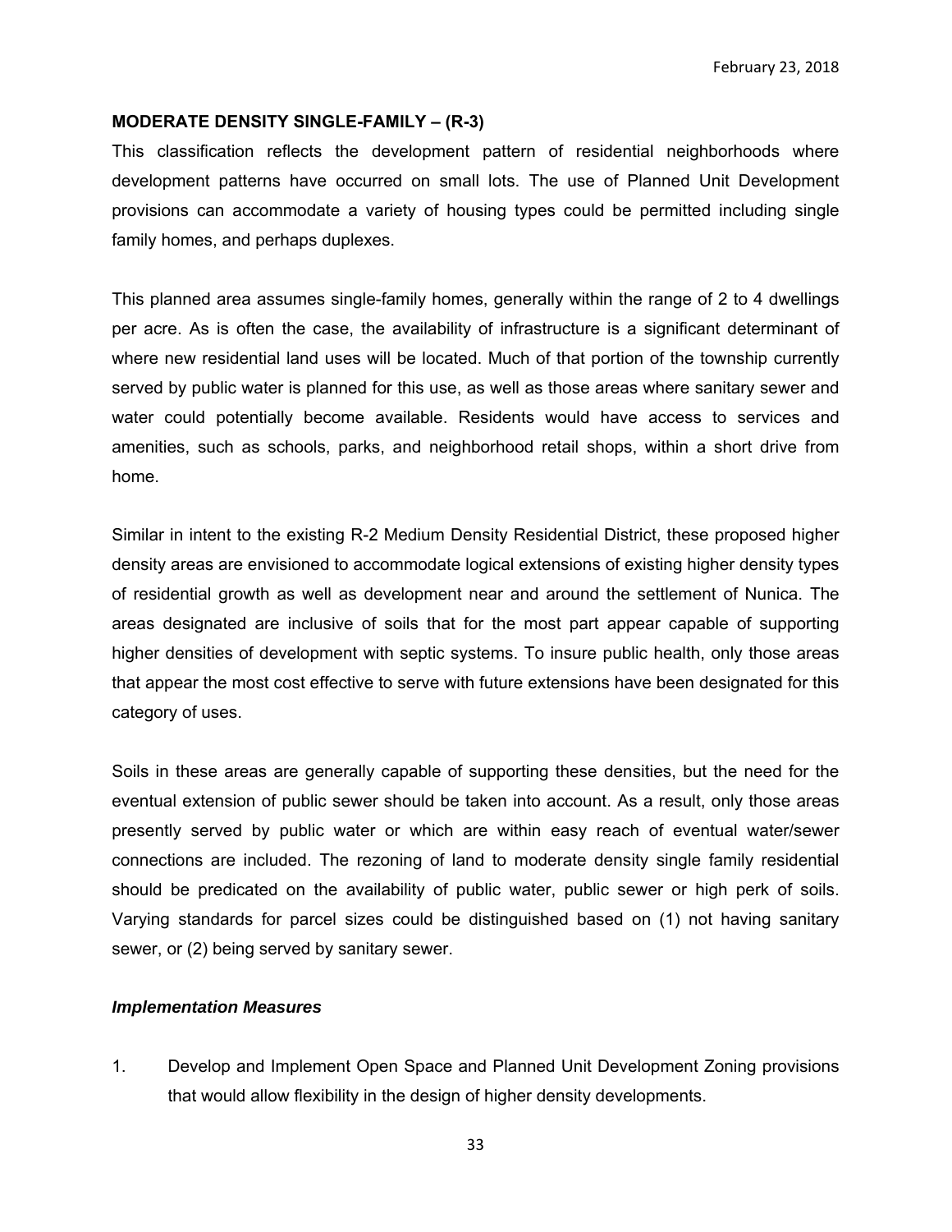## MODERATE DENSITY SINGLE-FAMILY – (R-3)

This classification reflects the development pattern of residential neighborhoods where development patterns have occurred on small lots. The use of Planned Unit Development provisions can accommodate a variety of housing types could be permitted including single family homes, and perhaps duplexes.

This planned area assumes single-family homes, generally within the range of 2 to 4 dwellings per acre. As is often the case, the availability of infrastructure is a significant determinant of where new residential land uses will be located. Much of that portion of the township currently served by public water is planned for this use, as well as those areas where sanitary sewer and water could potentially become available. Residents would have access to services and amenities, such as schools, parks, and neighborhood retail shops, within a short drive from home.

Similar in intent to the existing R-2 Medium Density Residential District, these proposed higher density areas are envisioned to accommodate logical extensions of existing higher density types of residential growth as well as development near and around the settlement of Nunica. The areas designated are inclusive of soils that for the most part appear capable of supporting higher densities of development with septic systems. To insure public health, only those areas that appear the most cost effective to serve with future extensions have been designated for this category of uses.

Soils in these areas are generally capable of supporting these densities, but the need for the eventual extension of public sewer should be taken into account. As a result, only those areas presently served by public water or which are within easy reach of eventual water/sewer connections are included. The rezoning of land to moderate density single family residential should be predicated on the availability of public water, public sewer or high perk of soils. Varying standards for parcel sizes could be distinguished based on (1) not having sanitary sewer, or (2) being served by sanitary sewer.

### *Implementation Measures*

1. Develop and Implement Open Space and Planned Unit Development Zoning provisions that would allow flexibility in the design of higher density developments.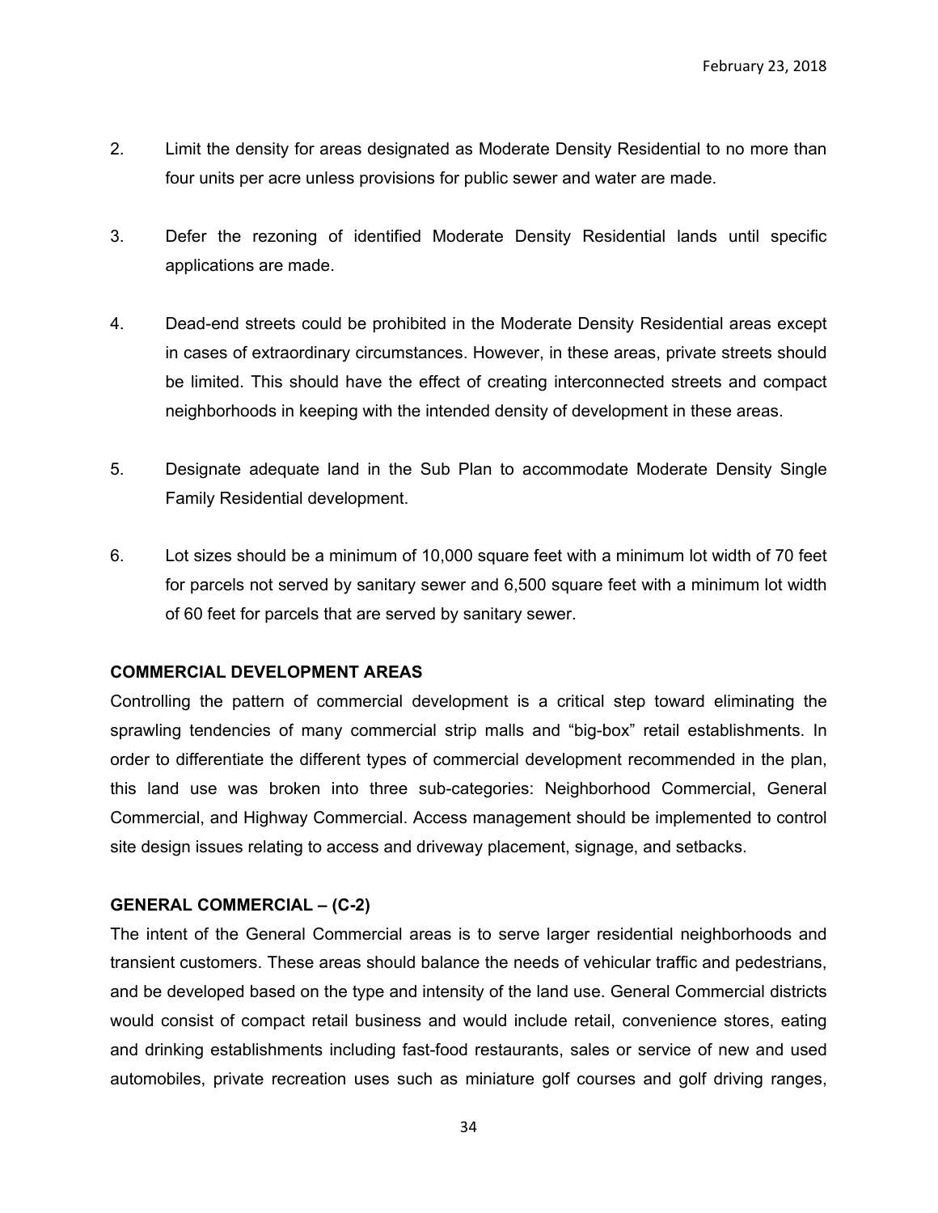2. Limit the density for areas designated as Moderate Density Residential to no more than four units per acre unless provisions for public sewer and water are made.

3. Defer the rezoning of identified Moderate Density Residential lands until specific applications are made.

4. Dead-end streets could be prohibited in the Moderate Density Residential areas except in cases of extraordinary circumstances. However, in these areas, private streets should be limited. This should have the effect of creating interconnected streets and compact neighborhoods in keeping with the intended density of development in these areas.

5. Designate adequate land in the Sub Plan to accommodate Moderate Density Single Family Residential development.

6. Lot sizes should be a minimum of 10,000 square feet with a minimum lot width of 70 feet for parcels not served by sanitary sewer and 6,500 square feet with a minimum lot width of 60 feet for parcels that are served by sanitary sewer.

**COMMERCIAL DEVELOPMENT AREAS**

Controlling the pattern of commercial development is a critical step toward eliminating the sprawling tendencies of many commercial strip malls and "big-box" retail establishments. In order to differentiate the different types of commercial development recommended in the plan, this land use was broken into three sub-categories: Neighborhood Commercial, General Commercial, and Highway Commercial. Access management should be implemented to control site design issues relating to access and driveway placement, signage, and setbacks.

**GENERAL COMMERCIAL – (C-2)**

The intent of the General Commercial areas is to serve larger residential neighborhoods and transient customers. These areas should balance the needs of vehicular traffic and pedestrians, and be developed based on the type and intensity of the land use. General Commercial districts would consist of compact retail business and would include retail, convenience stores, eating and drinking establishments including fast-food restaurants, sales or service of new and used automobiles, private recreation uses such as miniature golf courses and golf driving ranges,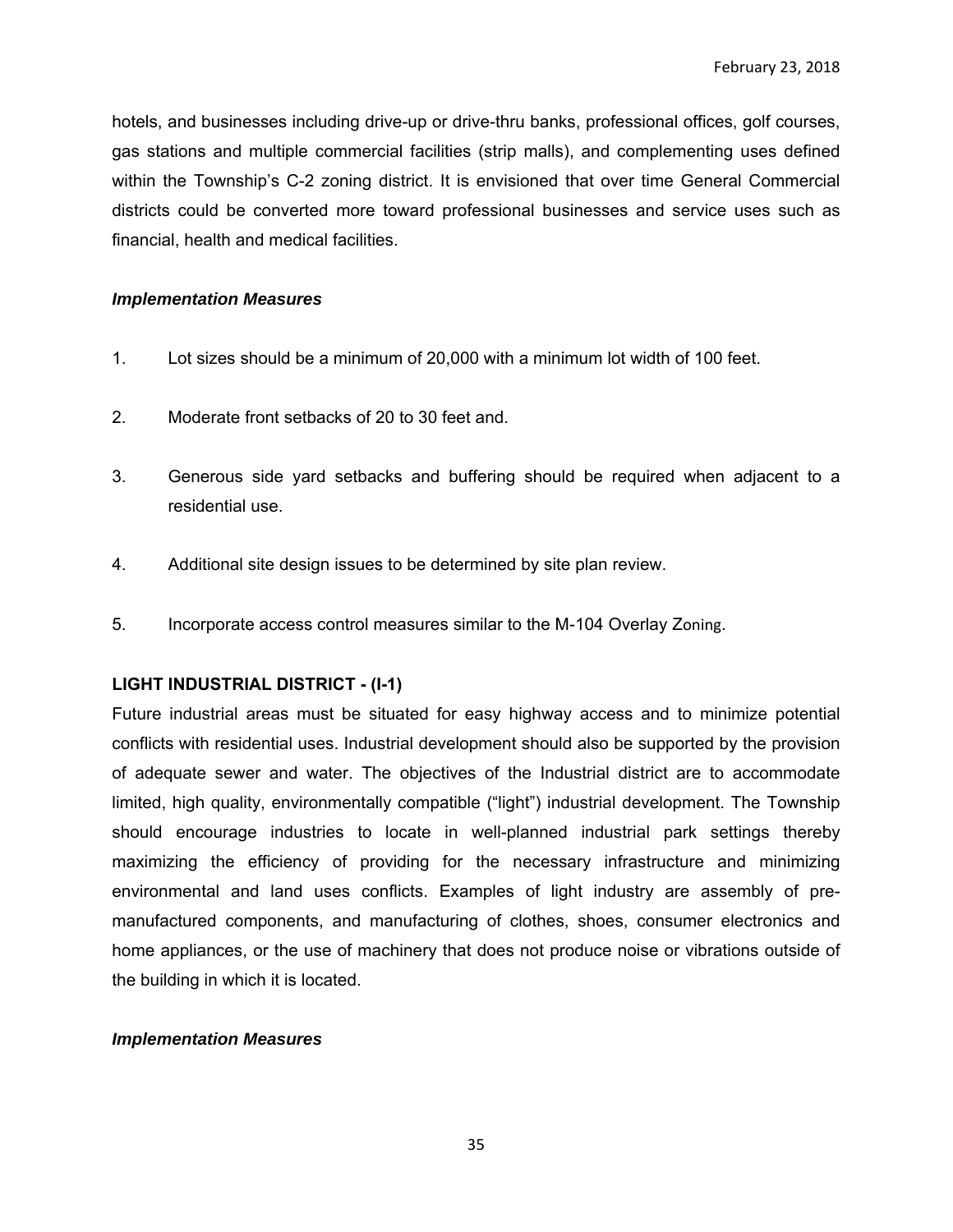hotels, and businesses including drive-up or drive-thru banks, professional offices, golf courses, gas stations and multiple commercial facilities (strip malls), and complementing uses defined within the Township's C-2 zoning district. It is envisioned that over time General Commercial districts could be converted more toward professional businesses and service uses such as financial, health and medical facilities.

***Implementation Measures***

1. Lot sizes should be a minimum of 20,000 with a minimum lot width of 100 feet.

2. Moderate front setbacks of 20 to 30 feet and.

3. Generous side yard setbacks and buffering should be required when adjacent to a residential use.

4. Additional site design issues to be determined by site plan review.

5. Incorporate access control measures similar to the M-104 Overlay Zoning.

**LIGHT INDUSTRIAL DISTRICT - (I-1)**

Future industrial areas must be situated for easy highway access and to minimize potential conflicts with residential uses. Industrial development should also be supported by the provision of adequate sewer and water. The objectives of the Industrial district are to accommodate limited, high quality, environmentally compatible ("light") industrial development. The Township should encourage industries to locate in well-planned industrial park settings thereby maximizing the efficiency of providing for the necessary infrastructure and minimizing environmental and land uses conflicts. Examples of light industry are assembly of pre-manufactured components, and manufacturing of clothes, shoes, consumer electronics and home appliances, or the use of machinery that does not produce noise or vibrations outside of the building in which it is located.

***Implementation Measures***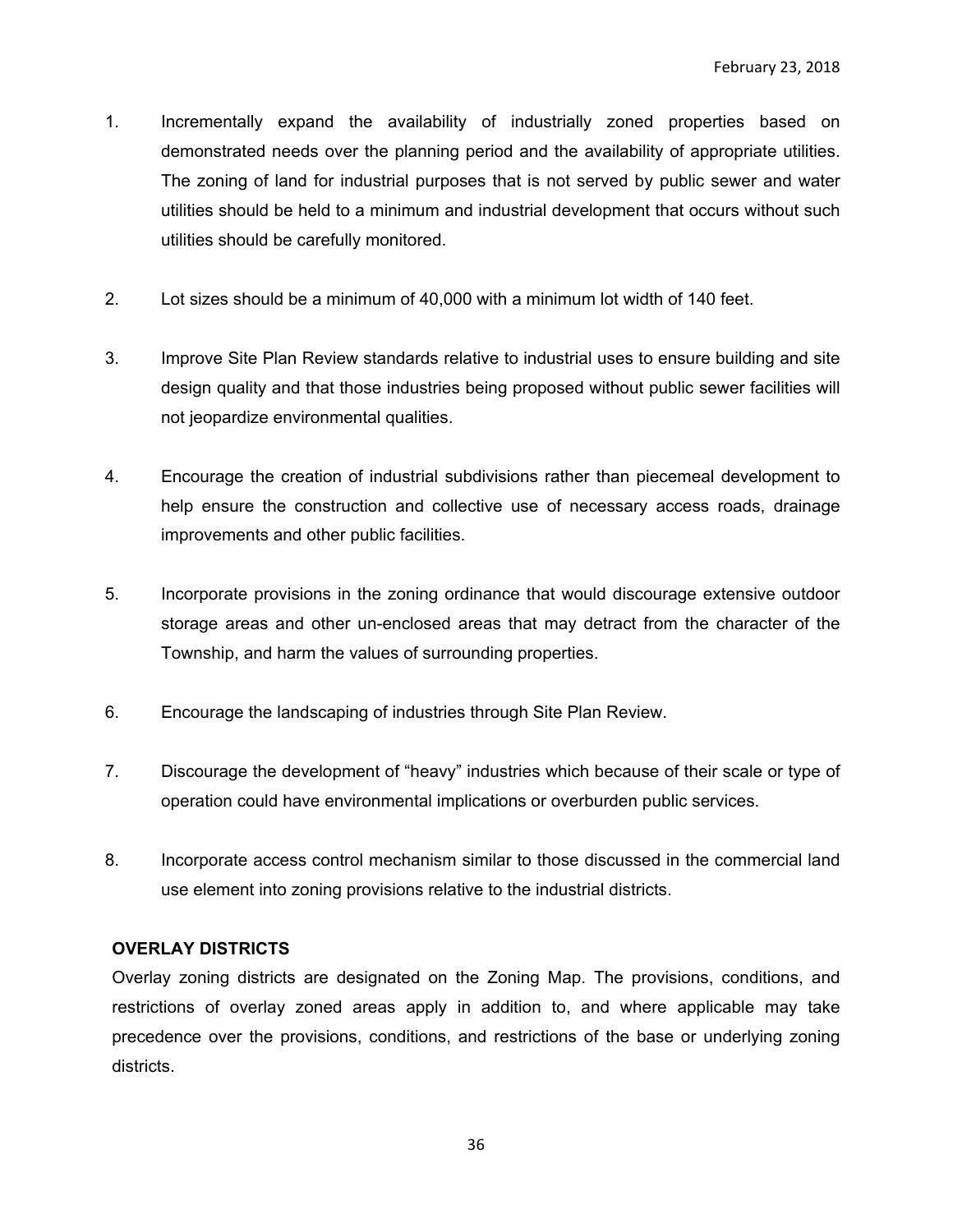1. Incrementally expand the availability of industrially zoned properties based on demonstrated needs over the planning period and the availability of appropriate utilities. The zoning of land for industrial purposes that is not served by public sewer and water utilities should be held to a minimum and industrial development that occurs without such utilities should be carefully monitored.

2. Lot sizes should be a minimum of 40,000 with a minimum lot width of 140 feet.

3. Improve Site Plan Review standards relative to industrial uses to ensure building and site design quality and that those industries being proposed without public sewer facilities will not jeopardize environmental qualities.

4. Encourage the creation of industrial subdivisions rather than piecemeal development to help ensure the construction and collective use of necessary access roads, drainage improvements and other public facilities.

5. Incorporate provisions in the zoning ordinance that would discourage extensive outdoor storage areas and other un-enclosed areas that may detract from the character of the Township, and harm the values of surrounding properties.

6. Encourage the landscaping of industries through Site Plan Review.

7. Discourage the development of “heavy” industries which because of their scale or type of operation could have environmental implications or overburden public services.

8. Incorporate access control mechanism similar to those discussed in the commercial land use element into zoning provisions relative to the industrial districts.

**OVERLAY DISTRICTS**

Overlay zoning districts are designated on the Zoning Map. The provisions, conditions, and restrictions of overlay zoned areas apply in addition to, and where applicable may take precedence over the provisions, conditions, and restrictions of the base or underlying zoning districts.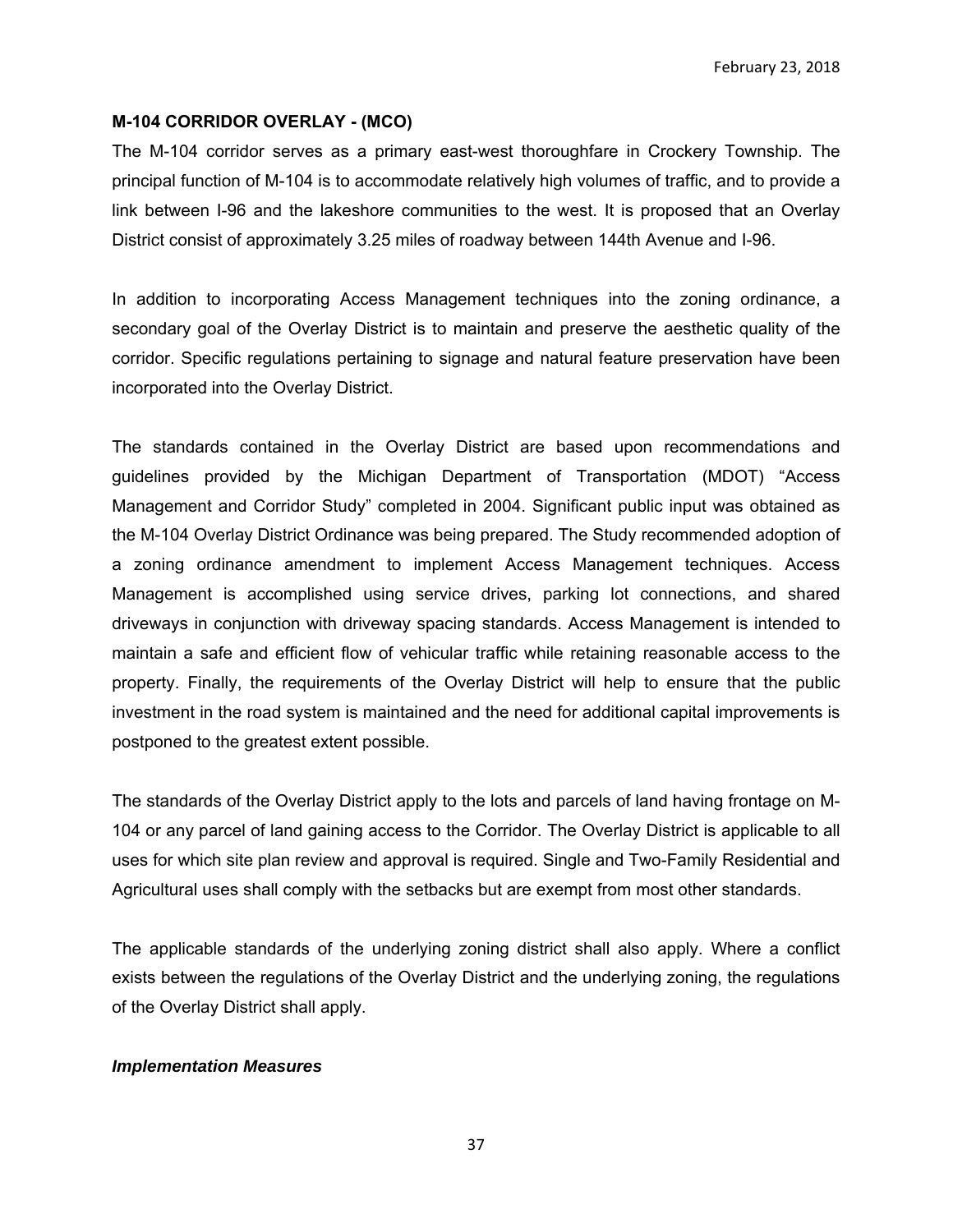### M-104 CORRIDOR OVERLAY - (MCO)

The M-104 corridor serves as a primary east-west thoroughfare in Crockery Township. The principal function of M-104 is to accommodate relatively high volumes of traffic, and to provide a link between I-96 and the lakeshore communities to the west. It is proposed that an Overlay District consist of approximately 3.25 miles of roadway between 144th Avenue and I-96.

In addition to incorporating Access Management techniques into the zoning ordinance, a secondary goal of the Overlay District is to maintain and preserve the aesthetic quality of the corridor. Specific regulations pertaining to signage and natural feature preservation have been incorporated into the Overlay District.

The standards contained in the Overlay District are based upon recommendations and guidelines provided by the Michigan Department of Transportation (MDOT) "Access Management and Corridor Study" completed in 2004. Significant public input was obtained as the M-104 Overlay District Ordinance was being prepared. The Study recommended adoption of a zoning ordinance amendment to implement Access Management techniques. Access Management is accomplished using service drives, parking lot connections, and shared driveways in conjunction with driveway spacing standards. Access Management is intended to maintain a safe and efficient flow of vehicular traffic while retaining reasonable access to the property. Finally, the requirements of the Overlay District will help to ensure that the public investment in the road system is maintained and the need for additional capital improvements is postponed to the greatest extent possible.

The standards of the Overlay District apply to the lots and parcels of land having frontage on M-104 or any parcel of land gaining access to the Corridor. The Overlay District is applicable to all uses for which site plan review and approval is required. Single and Two-Family Residential and Agricultural uses shall comply with the setbacks but are exempt from most other standards.

The applicable standards of the underlying zoning district shall also apply. Where a conflict exists between the regulations of the Overlay District and the underlying zoning, the regulations of the Overlay District shall apply.

***Implementation Measures***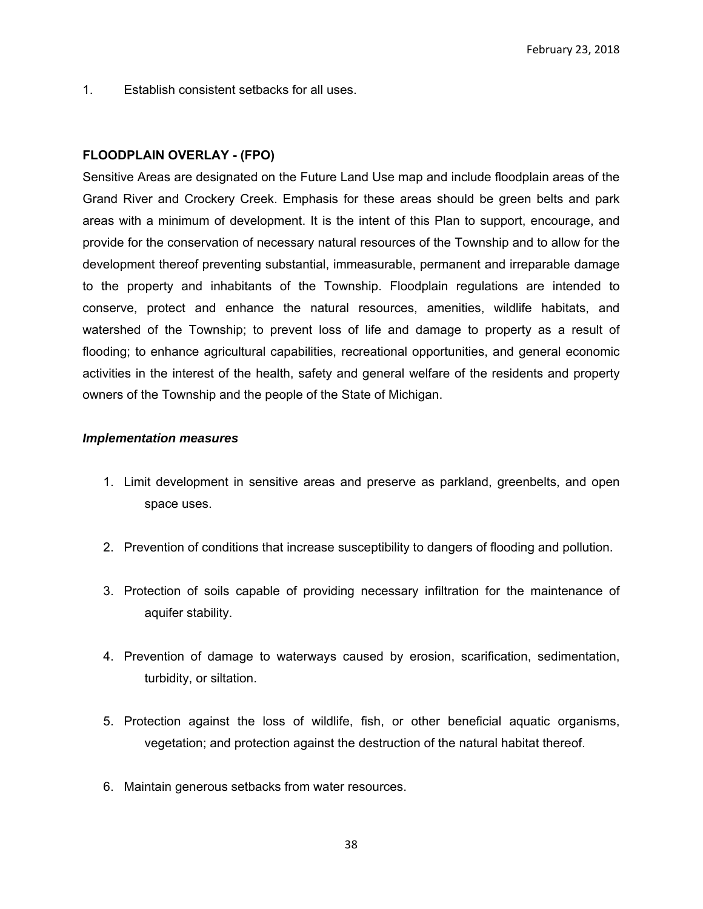1. Establish consistent setbacks for all uses.

**FLOODPLAIN OVERLAY - (FPO)**

Sensitive Areas are designated on the Future Land Use map and include floodplain areas of the Grand River and Crockery Creek. Emphasis for these areas should be green belts and park areas with a minimum of development. It is the intent of this Plan to support, encourage, and provide for the conservation of necessary natural resources of the Township and to allow for the development thereof preventing substantial, immeasurable, permanent and irreparable damage to the property and inhabitants of the Township. Floodplain regulations are intended to conserve, protect and enhance the natural resources, amenities, wildlife habitats, and watershed of the Township; to prevent loss of life and damage to property as a result of flooding; to enhance agricultural capabilities, recreational opportunities, and general economic activities in the interest of the health, safety and general welfare of the residents and property owners of the Township and the people of the State of Michigan.

***Implementation measures***

1. Limit development in sensitive areas and preserve as parkland, greenbelts, and open space uses.
2. Prevention of conditions that increase susceptibility to dangers of flooding and pollution.
3. Protection of soils capable of providing necessary infiltration for the maintenance of aquifer stability.
4. Prevention of damage to waterways caused by erosion, scarification, sedimentation, turbidity, or siltation.
5. Protection against the loss of wildlife, fish, or other beneficial aquatic organisms, vegetation; and protection against the destruction of the natural habitat thereof.
6. Maintain generous setbacks from water resources.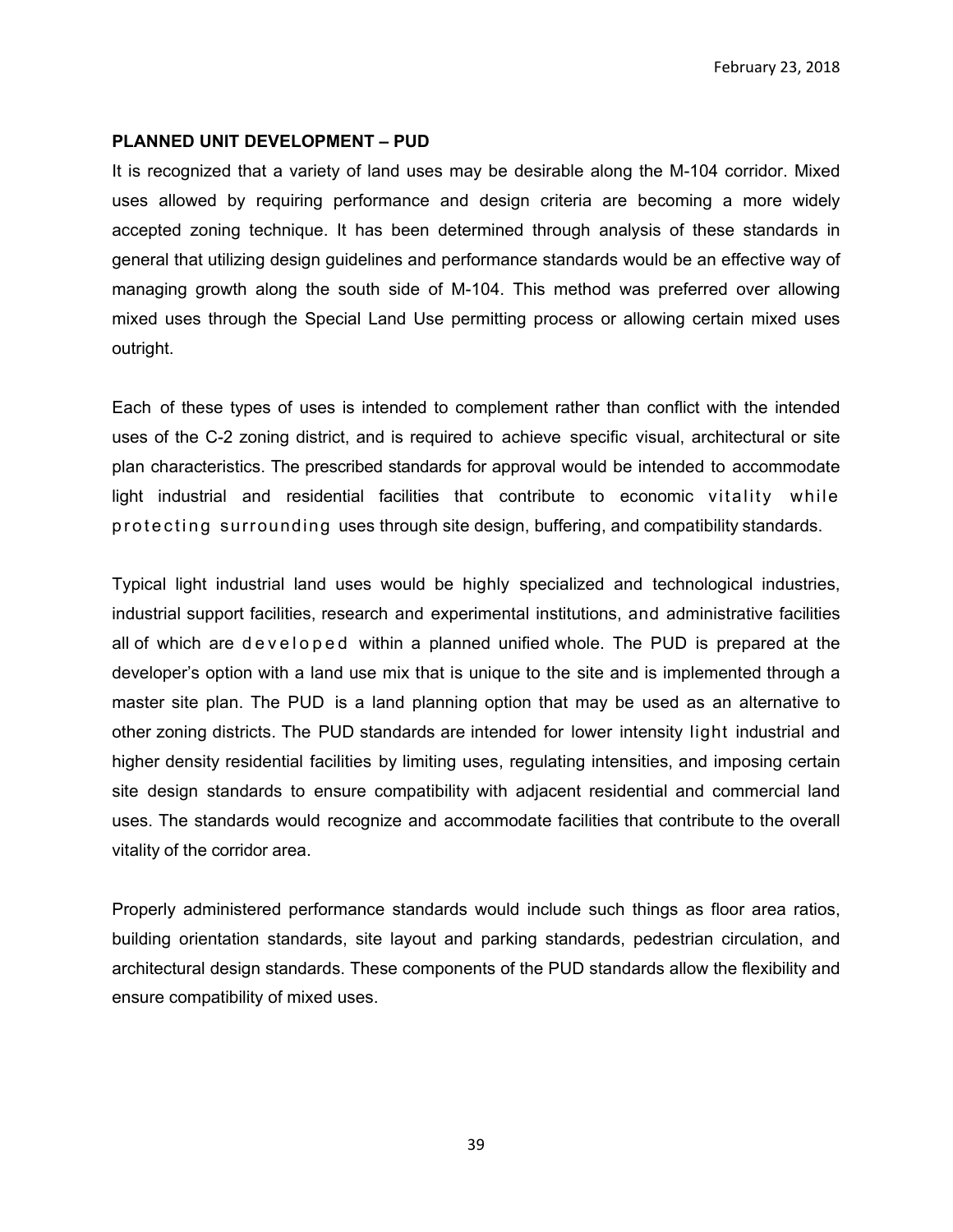## PLANNED UNIT DEVELOPMENT – PUD

It is recognized that a variety of land uses may be desirable along the M-104 corridor. Mixed uses allowed by requiring performance and design criteria are becoming a more widely accepted zoning technique. It has been determined through analysis of these standards in general that utilizing design guidelines and performance standards would be an effective way of managing growth along the south side of M-104. This method was preferred over allowing mixed uses through the Special Land Use permitting process or allowing certain mixed uses outright.

Each of these types of uses is intended to complement rather than conflict with the intended uses of the C-2 zoning district, and is required to achieve specific visual, architectural or site plan characteristics. The prescribed standards for approval would be intended to accommodate light industrial and residential facilities that contribute to economic vitality while protecting surrounding uses through site design, buffering, and compatibility standards.

Typical light industrial land uses would be highly specialized and technological industries, industrial support facilities, research and experimental institutions, and administrative facilities all of which are developed within a planned unified whole. The PUD is prepared at the developer's option with a land use mix that is unique to the site and is implemented through a master site plan. The PUD is a land planning option that may be used as an alternative to other zoning districts. The PUD standards are intended for lower intensity light industrial and higher density residential facilities by limiting uses, regulating intensities, and imposing certain site design standards to ensure compatibility with adjacent residential and commercial land uses. The standards would recognize and accommodate facilities that contribute to the overall vitality of the corridor area.

Properly administered performance standards would include such things as floor area ratios, building orientation standards, site layout and parking standards, pedestrian circulation, and architectural design standards. These components of the PUD standards allow the flexibility and ensure compatibility of mixed uses.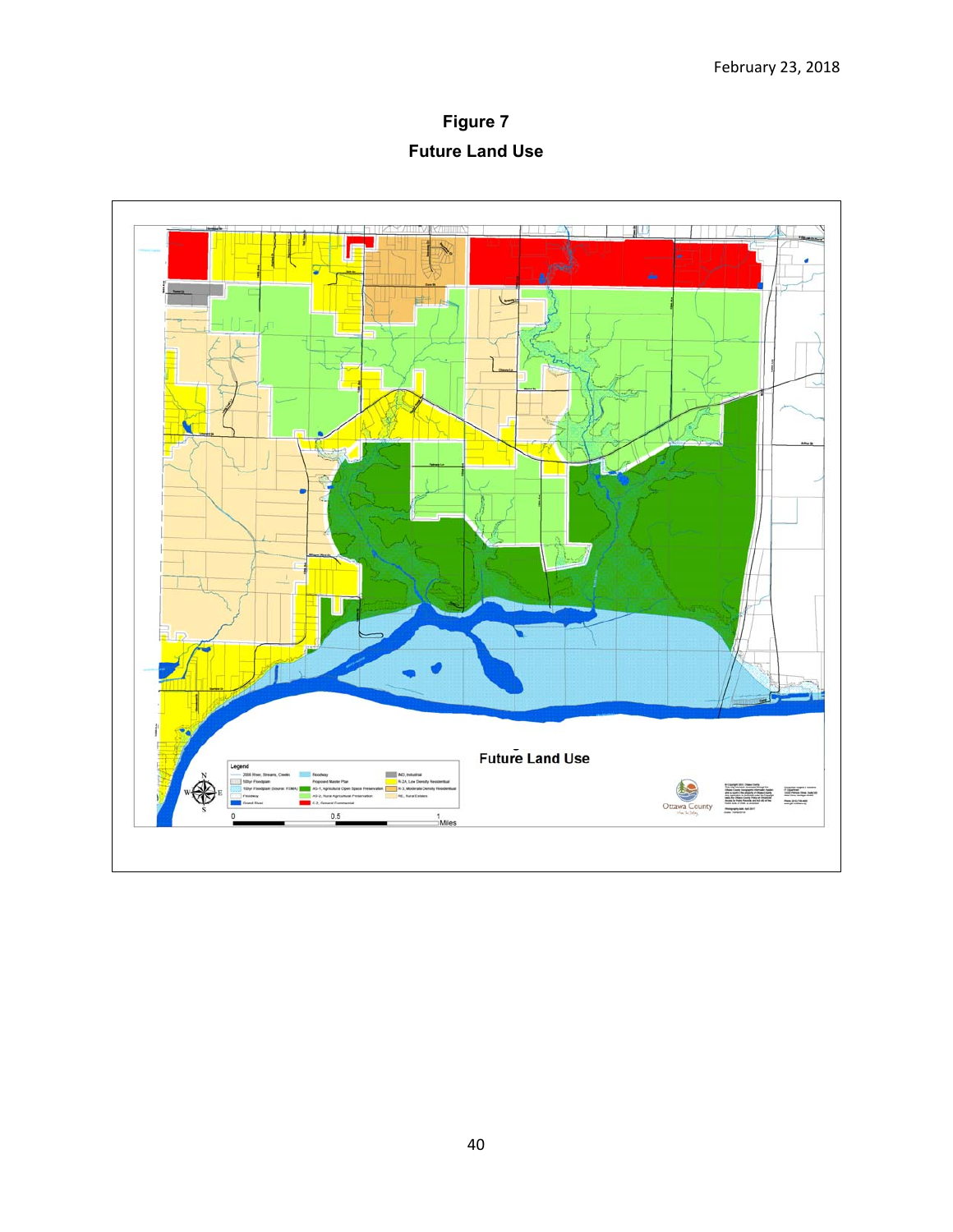**Figure 7**

**Future Land Use**

Future Land Use

Legend

2008 River, Streams, Creeks

500yr Floodplain

100yr Floodplain (source: FEMA)

Floodway

Grand River

Floodway

Proposed Master Plan

AG-1, Agricultural Open Space Preservation

AG-2, Rural Agricultural Preservation

C-2, General Commercial

IND, Industrial

R-2A, Low Density Residential

R-3, Moderate Density Residential

RE, Rural Estate

0 0.5 1 Miles

Ottawa County